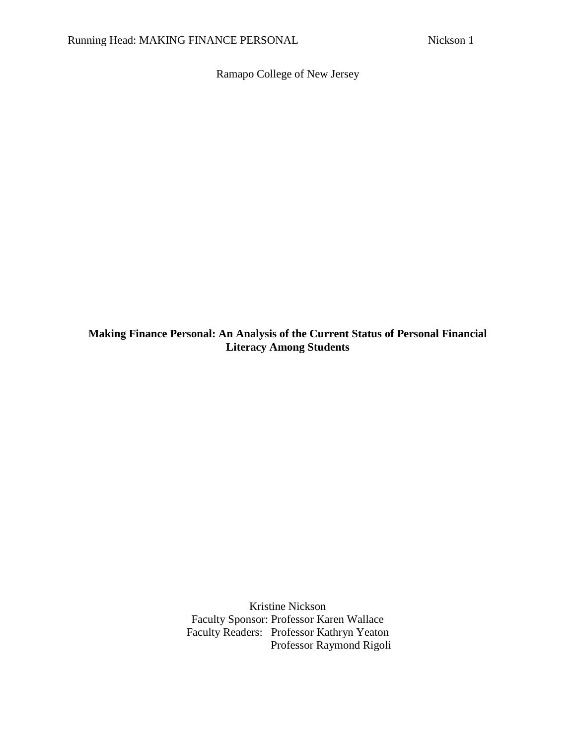Ramapo College of New Jersey

**Making Finance Personal: An Analysis of the Current Status of Personal Financial Literacy Among Students**

Kristine Nickson
Faculty Sponsor: Professor Karen Wallace
Faculty Readers: Professor Kathryn Yeaton
Professor Raymond Rigoli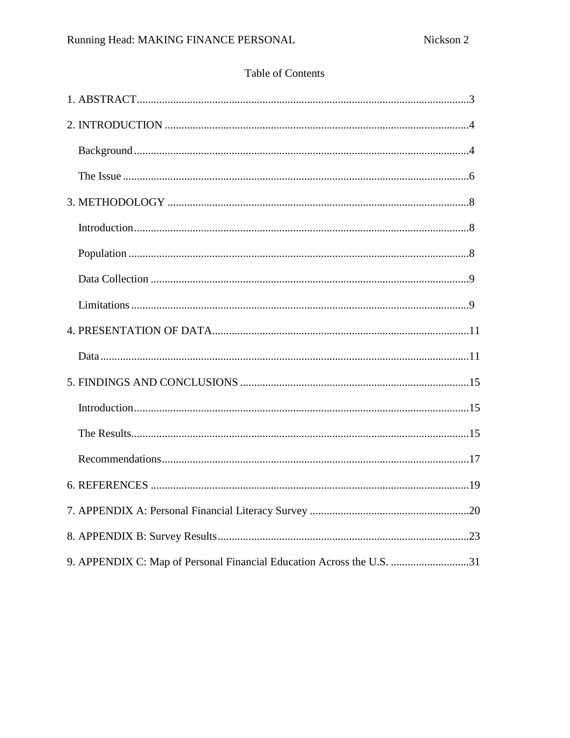# Table of Contents

1. ABSTRACT .......................................................................................................... 3
2. INTRODUCTION ................................................................................................. 4
   - Background ..................................................................................................... 4
   - The Issue ......................................................................................................... 6
3. METHODOLOGY ................................................................................................. 8
   - Introduction ..................................................................................................... 8
   - Population ....................................................................................................... 8
   - Data Collection ................................................................................................ 9
   - Limitations ...................................................................................................... 9
4. PRESENTATION OF DATA ................................................................................ 11
   - Data ............................................................................................................... 11
5. FINDINGS AND CONCLUSIONS ....................................................................... 15
   - Introduction ................................................................................................... 15
   - The Results .................................................................................................... 15
   - Recommendations .......................................................................................... 17
6. REFERENCES ................................................................................................... 19
7. APPENDIX A: Personal Financial Literacy Survey .............................................. 20
8. APPENDIX B: Survey Results ............................................................................ 23
9. APPENDIX C: Map of Personal Financial Education Across the U.S. ................... 31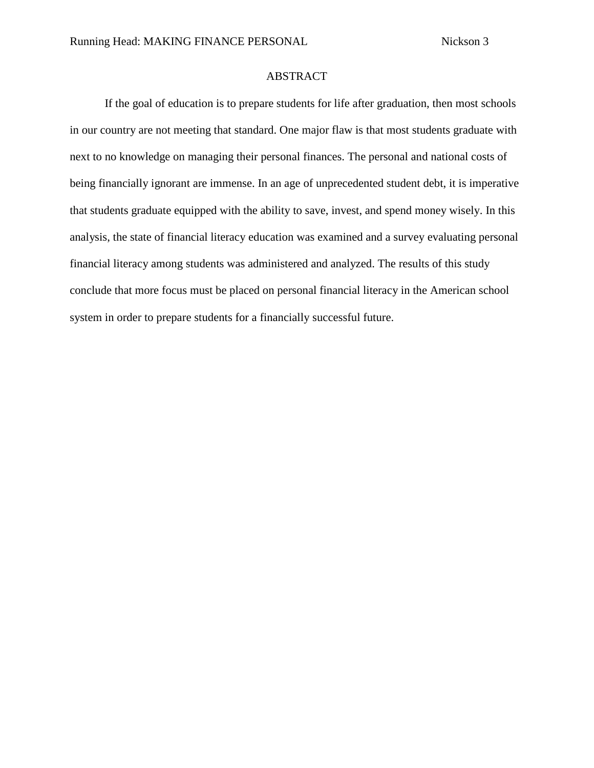# ABSTRACT

If the goal of education is to prepare students for life after graduation, then most schools in our country are not meeting that standard. One major flaw is that most students graduate with next to no knowledge on managing their personal finances. The personal and national costs of being financially ignorant are immense. In an age of unprecedented student debt, it is imperative that students graduate equipped with the ability to save, invest, and spend money wisely. In this analysis, the state of financial literacy education was examined and a survey evaluating personal financial literacy among students was administered and analyzed. The results of this study conclude that more focus must be placed on personal financial literacy in the American school system in order to prepare students for a financially successful future.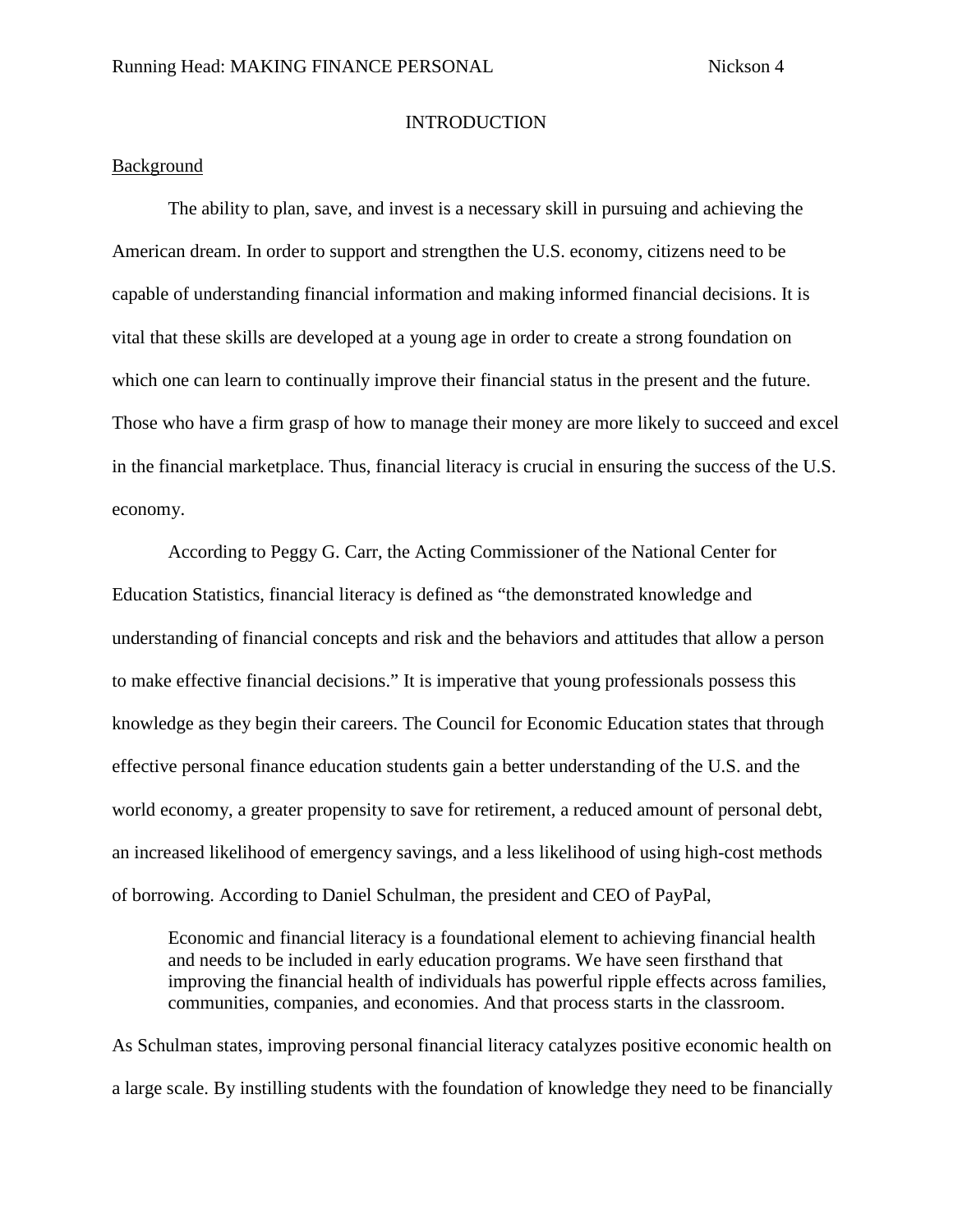# INTRODUCTION

## Background

The ability to plan, save, and invest is a necessary skill in pursuing and achieving the American dream. In order to support and strengthen the U.S. economy, citizens need to be capable of understanding financial information and making informed financial decisions. It is vital that these skills are developed at a young age in order to create a strong foundation on which one can learn to continually improve their financial status in the present and the future. Those who have a firm grasp of how to manage their money are more likely to succeed and excel in the financial marketplace. Thus, financial literacy is crucial in ensuring the success of the U.S. economy.

According to Peggy G. Carr, the Acting Commissioner of the National Center for Education Statistics, financial literacy is defined as "the demonstrated knowledge and understanding of financial concepts and risk and the behaviors and attitudes that allow a person to make effective financial decisions." It is imperative that young professionals possess this knowledge as they begin their careers. The Council for Economic Education states that through effective personal finance education students gain a better understanding of the U.S. and the world economy, a greater propensity to save for retirement, a reduced amount of personal debt, an increased likelihood of emergency savings, and a less likelihood of using high-cost methods of borrowing. According to Daniel Schulman, the president and CEO of PayPal,

> Economic and financial literacy is a foundational element to achieving financial health and needs to be included in early education programs. We have seen firsthand that improving the financial health of individuals has powerful ripple effects across families, communities, companies, and economies. And that process starts in the classroom.

As Schulman states, improving personal financial literacy catalyzes positive economic health on a large scale. By instilling students with the foundation of knowledge they need to be financially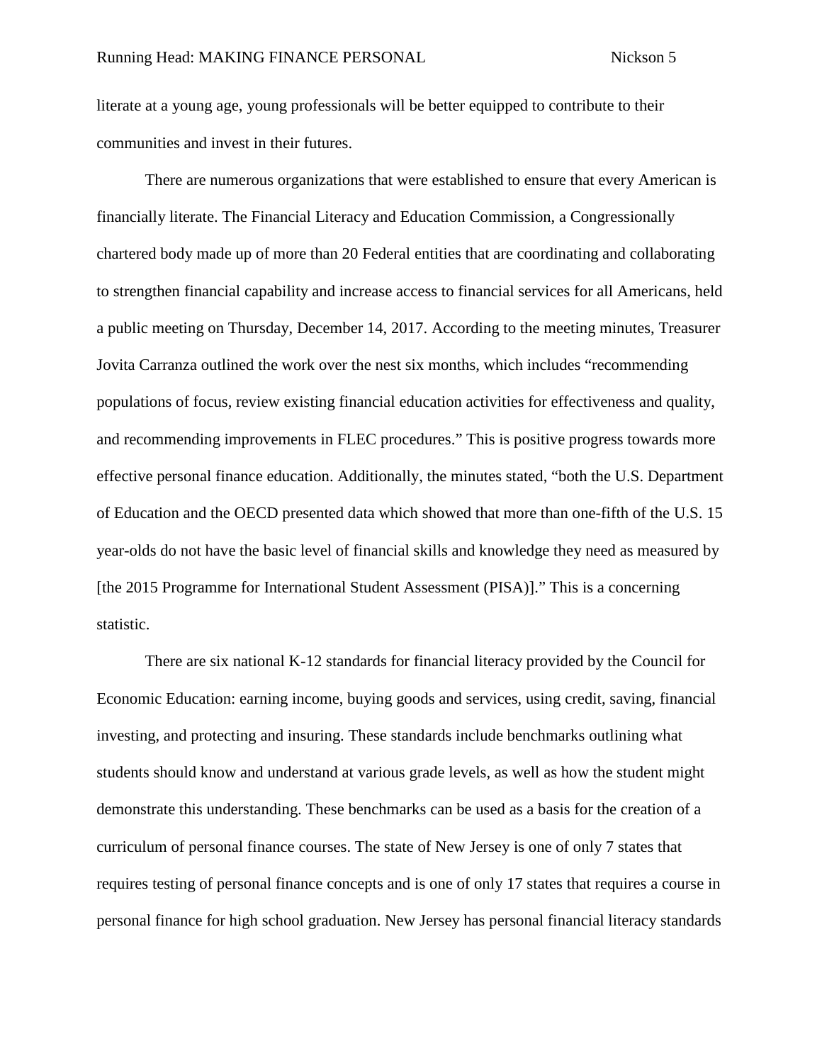literate at a young age, young professionals will be better equipped to contribute to their communities and invest in their futures.

There are numerous organizations that were established to ensure that every American is financially literate. The Financial Literacy and Education Commission, a Congressionally chartered body made up of more than 20 Federal entities that are coordinating and collaborating to strengthen financial capability and increase access to financial services for all Americans, held a public meeting on Thursday, December 14, 2017. According to the meeting minutes, Treasurer Jovita Carranza outlined the work over the nest six months, which includes "recommending populations of focus, review existing financial education activities for effectiveness and quality, and recommending improvements in FLEC procedures." This is positive progress towards more effective personal finance education. Additionally, the minutes stated, "both the U.S. Department of Education and the OECD presented data which showed that more than one-fifth of the U.S. 15 year-olds do not have the basic level of financial skills and knowledge they need as measured by [the 2015 Programme for International Student Assessment (PISA)]." This is a concerning statistic.

There are six national K-12 standards for financial literacy provided by the Council for Economic Education: earning income, buying goods and services, using credit, saving, financial investing, and protecting and insuring. These standards include benchmarks outlining what students should know and understand at various grade levels, as well as how the student might demonstrate this understanding. These benchmarks can be used as a basis for the creation of a curriculum of personal finance courses. The state of New Jersey is one of only 7 states that requires testing of personal finance concepts and is one of only 17 states that requires a course in personal finance for high school graduation. New Jersey has personal financial literacy standards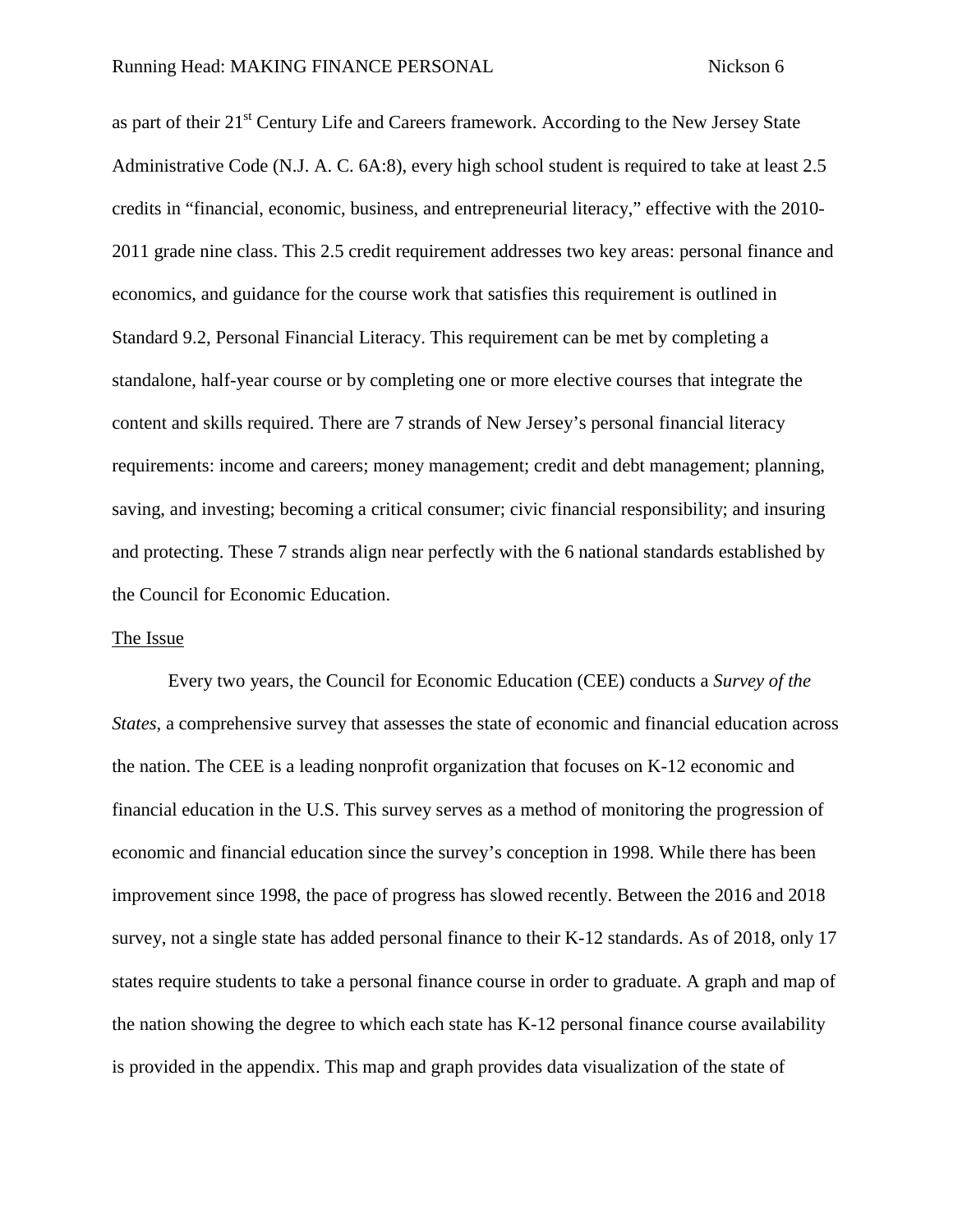as part of their 21st Century Life and Careers framework. According to the New Jersey State Administrative Code (N.J. A. C. 6A:8), every high school student is required to take at least 2.5 credits in "financial, economic, business, and entrepreneurial literacy," effective with the 2010-2011 grade nine class. This 2.5 credit requirement addresses two key areas: personal finance and economics, and guidance for the course work that satisfies this requirement is outlined in Standard 9.2, Personal Financial Literacy. This requirement can be met by completing a standalone, half-year course or by completing one or more elective courses that integrate the content and skills required. There are 7 strands of New Jersey's personal financial literacy requirements: income and careers; money management; credit and debt management; planning, saving, and investing; becoming a critical consumer; civic financial responsibility; and insuring and protecting. These 7 strands align near perfectly with the 6 national standards established by the Council for Economic Education.

## The Issue

Every two years, the Council for Economic Education (CEE) conducts a *Survey of the States*, a comprehensive survey that assesses the state of economic and financial education across the nation. The CEE is a leading nonprofit organization that focuses on K-12 economic and financial education in the U.S. This survey serves as a method of monitoring the progression of economic and financial education since the survey's conception in 1998. While there has been improvement since 1998, the pace of progress has slowed recently. Between the 2016 and 2018 survey, not a single state has added personal finance to their K-12 standards. As of 2018, only 17 states require students to take a personal finance course in order to graduate. A graph and map of the nation showing the degree to which each state has K-12 personal finance course availability is provided in the appendix. This map and graph provides data visualization of the state of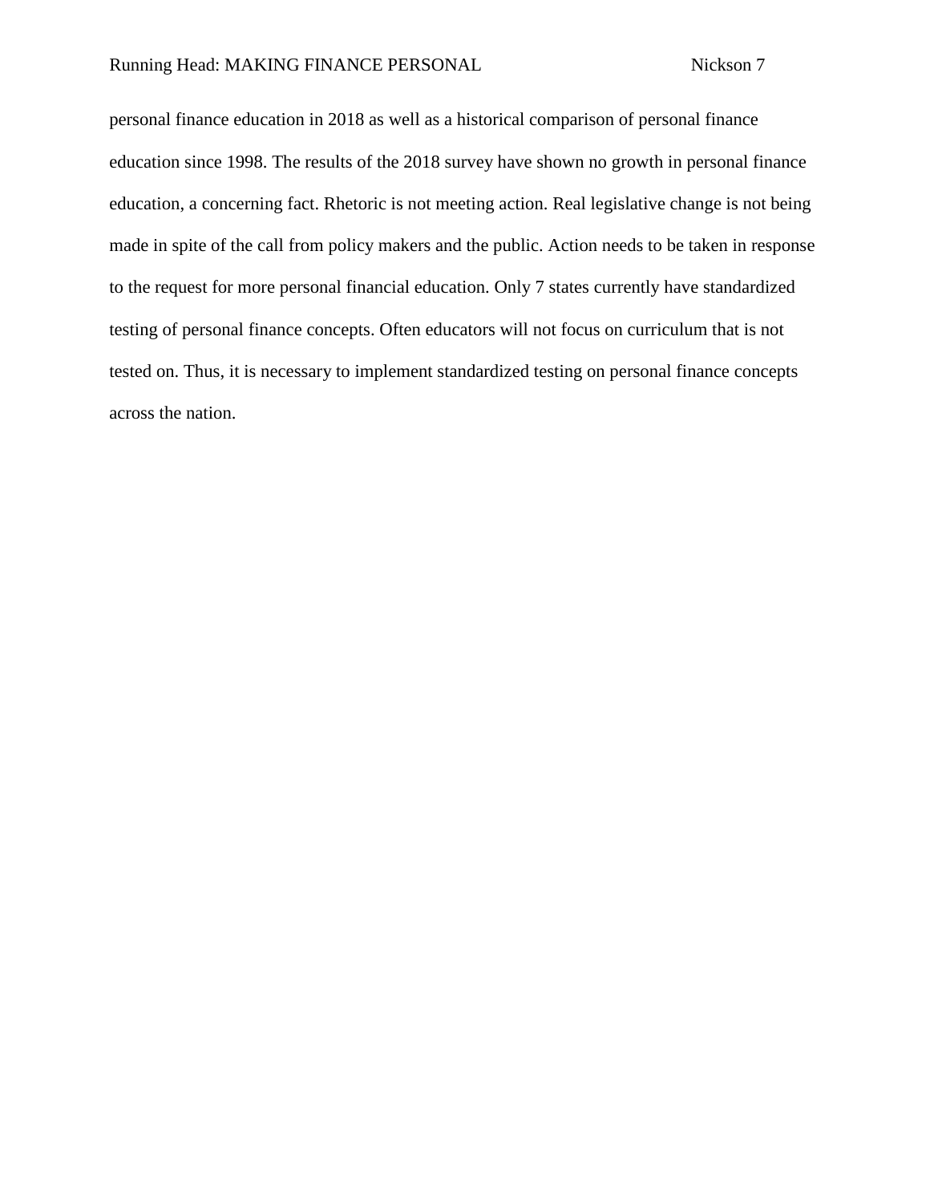personal finance education in 2018 as well as a historical comparison of personal finance education since 1998. The results of the 2018 survey have shown no growth in personal finance education, a concerning fact. Rhetoric is not meeting action. Real legislative change is not being made in spite of the call from policy makers and the public. Action needs to be taken in response to the request for more personal financial education. Only 7 states currently have standardized testing of personal finance concepts. Often educators will not focus on curriculum that is not tested on. Thus, it is necessary to implement standardized testing on personal finance concepts across the nation.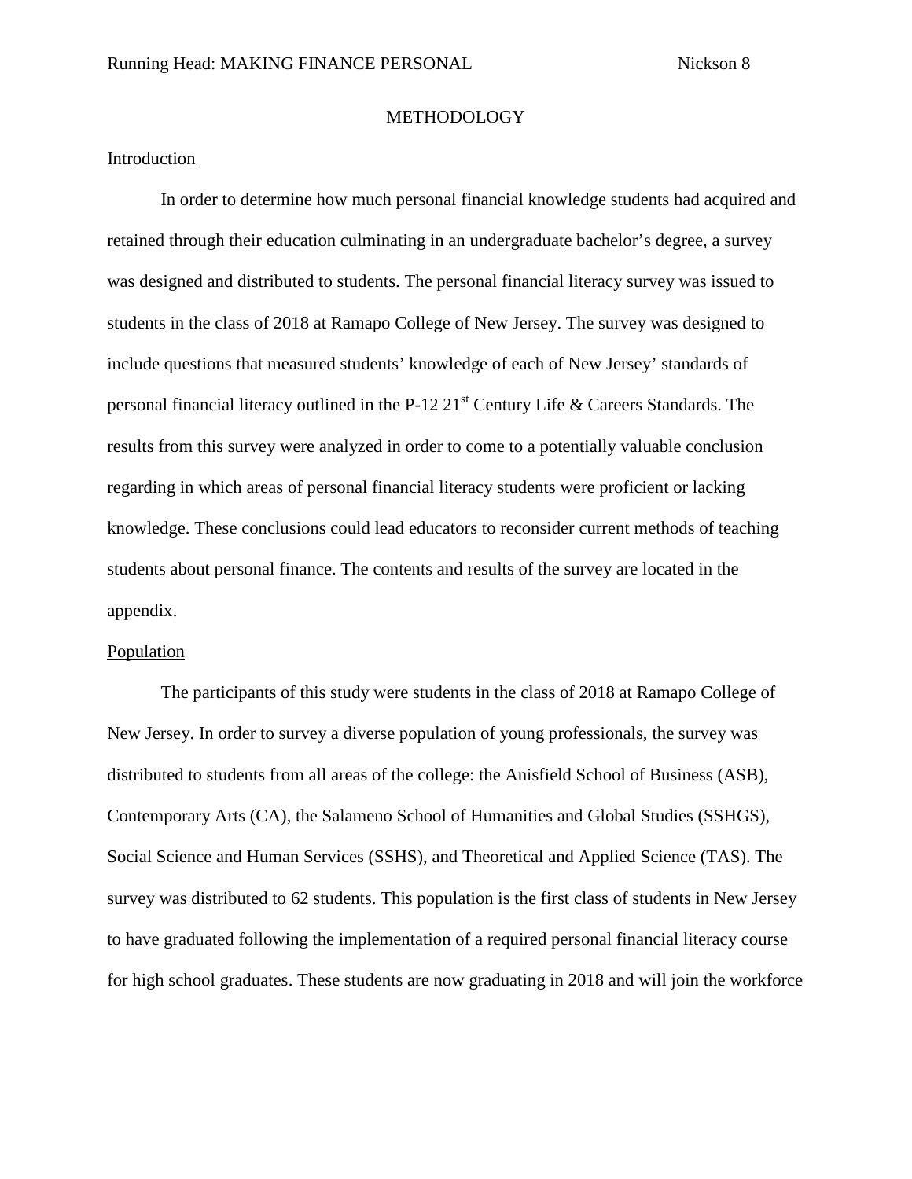## METHODOLOGY

### Introduction

In order to determine how much personal financial knowledge students had acquired and retained through their education culminating in an undergraduate bachelor's degree, a survey was designed and distributed to students. The personal financial literacy survey was issued to students in the class of 2018 at Ramapo College of New Jersey. The survey was designed to include questions that measured students' knowledge of each of New Jersey' standards of personal financial literacy outlined in the P-12 21st Century Life & Careers Standards. The results from this survey were analyzed in order to come to a potentially valuable conclusion regarding in which areas of personal financial literacy students were proficient or lacking knowledge. These conclusions could lead educators to reconsider current methods of teaching students about personal finance. The contents and results of the survey are located in the appendix.

### Population

The participants of this study were students in the class of 2018 at Ramapo College of New Jersey. In order to survey a diverse population of young professionals, the survey was distributed to students from all areas of the college: the Anisfield School of Business (ASB), Contemporary Arts (CA), the Salameno School of Humanities and Global Studies (SSHGS), Social Science and Human Services (SSHS), and Theoretical and Applied Science (TAS). The survey was distributed to 62 students. This population is the first class of students in New Jersey to have graduated following the implementation of a required personal financial literacy course for high school graduates. These students are now graduating in 2018 and will join the workforce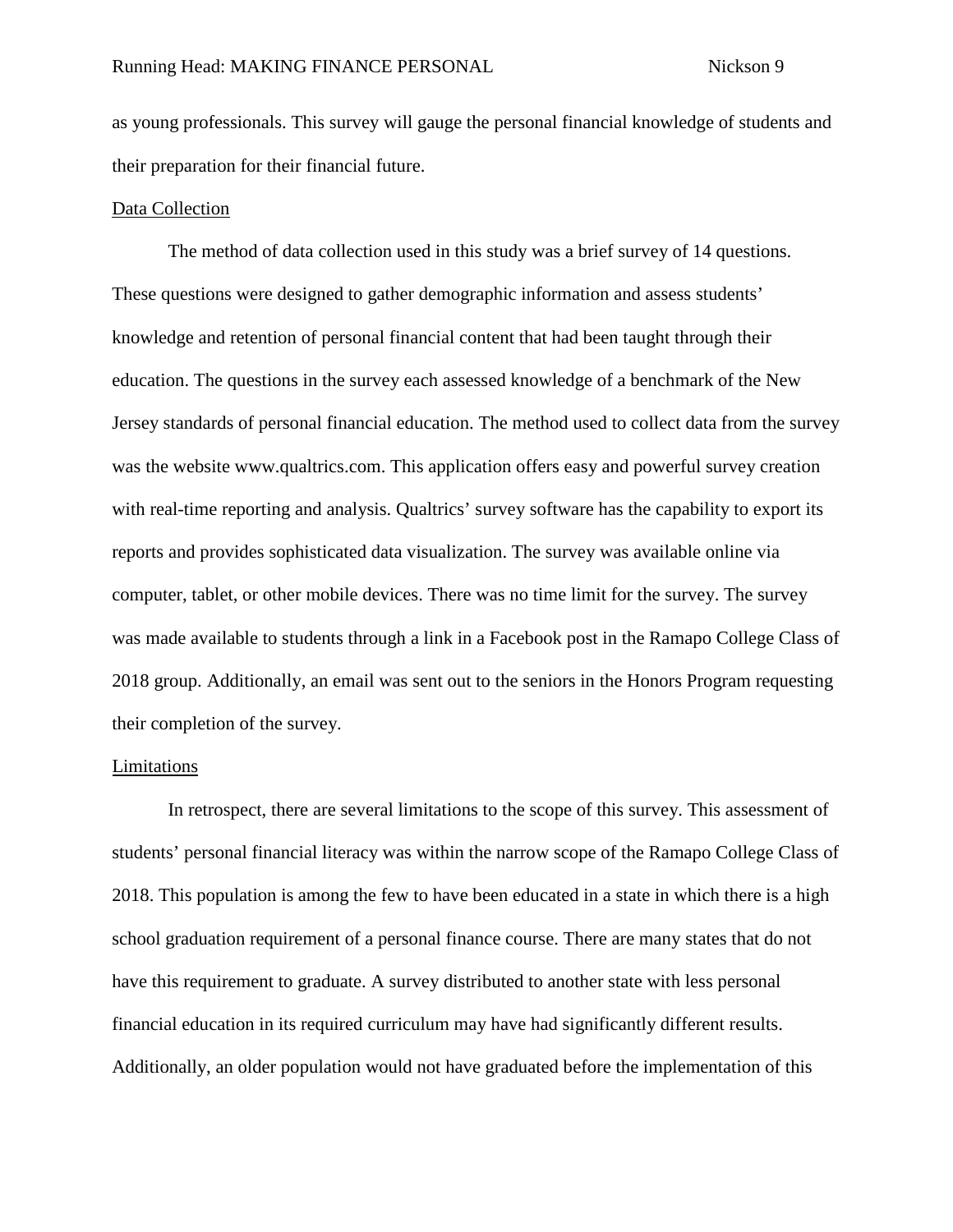as young professionals. This survey will gauge the personal financial knowledge of students and their preparation for their financial future.

## Data Collection

The method of data collection used in this study was a brief survey of 14 questions. These questions were designed to gather demographic information and assess students' knowledge and retention of personal financial content that had been taught through their education. The questions in the survey each assessed knowledge of a benchmark of the New Jersey standards of personal financial education. The method used to collect data from the survey was the website www.qualtrics.com. This application offers easy and powerful survey creation with real-time reporting and analysis. Qualtrics' survey software has the capability to export its reports and provides sophisticated data visualization. The survey was available online via computer, tablet, or other mobile devices. There was no time limit for the survey. The survey was made available to students through a link in a Facebook post in the Ramapo College Class of 2018 group. Additionally, an email was sent out to the seniors in the Honors Program requesting their completion of the survey.

## Limitations

In retrospect, there are several limitations to the scope of this survey. This assessment of students' personal financial literacy was within the narrow scope of the Ramapo College Class of 2018. This population is among the few to have been educated in a state in which there is a high school graduation requirement of a personal finance course. There are many states that do not have this requirement to graduate. A survey distributed to another state with less personal financial education in its required curriculum may have had significantly different results. Additionally, an older population would not have graduated before the implementation of this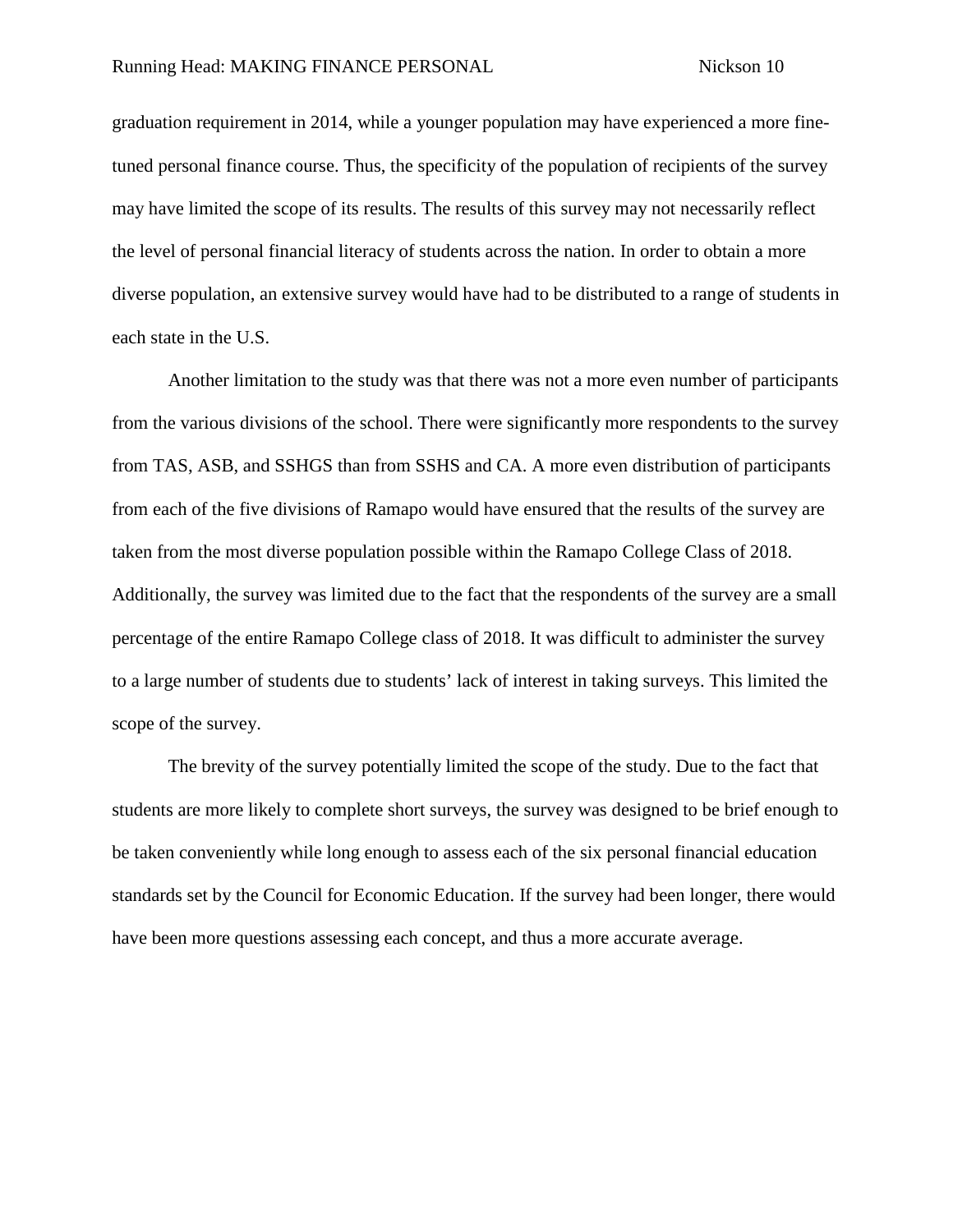graduation requirement in 2014, while a younger population may have experienced a more fine-tuned personal finance course. Thus, the specificity of the population of recipients of the survey may have limited the scope of its results. The results of this survey may not necessarily reflect the level of personal financial literacy of students across the nation. In order to obtain a more diverse population, an extensive survey would have had to be distributed to a range of students in each state in the U.S.

Another limitation to the study was that there was not a more even number of participants from the various divisions of the school. There were significantly more respondents to the survey from TAS, ASB, and SSHGS than from SSHS and CA. A more even distribution of participants from each of the five divisions of Ramapo would have ensured that the results of the survey are taken from the most diverse population possible within the Ramapo College Class of 2018. Additionally, the survey was limited due to the fact that the respondents of the survey are a small percentage of the entire Ramapo College class of 2018. It was difficult to administer the survey to a large number of students due to students' lack of interest in taking surveys. This limited the scope of the survey.

The brevity of the survey potentially limited the scope of the study. Due to the fact that students are more likely to complete short surveys, the survey was designed to be brief enough to be taken conveniently while long enough to assess each of the six personal financial education standards set by the Council for Economic Education. If the survey had been longer, there would have been more questions assessing each concept, and thus a more accurate average.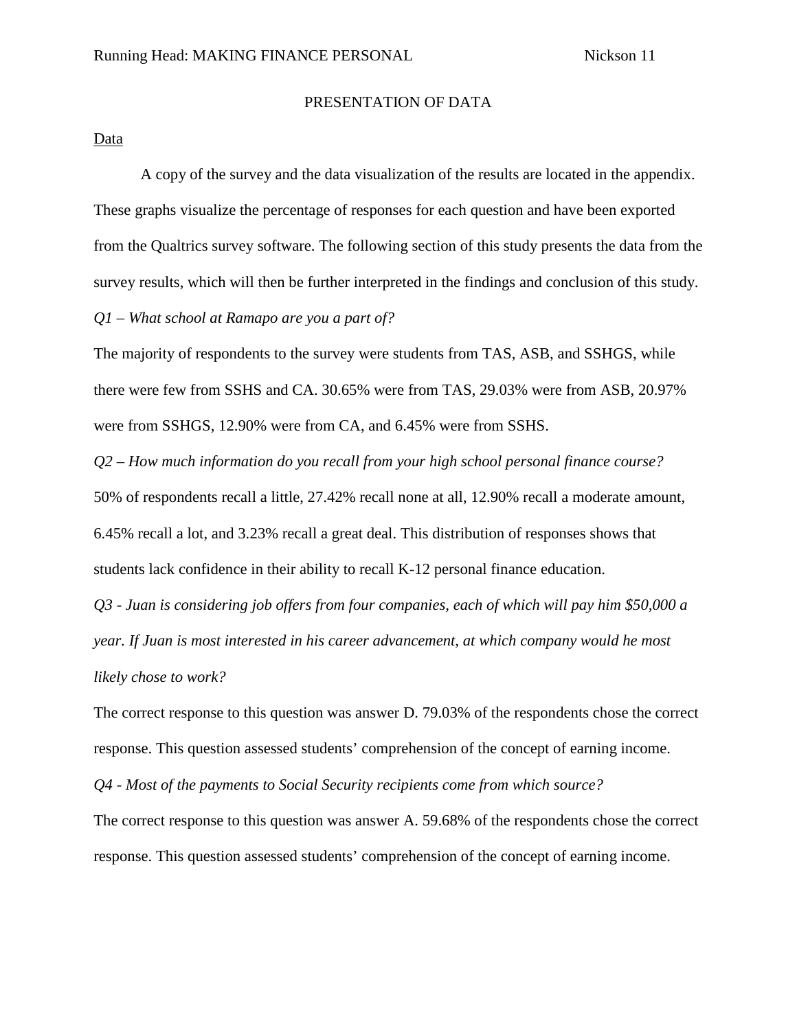## PRESENTATION OF DATA

Data

A copy of the survey and the data visualization of the results are located in the appendix. These graphs visualize the percentage of responses for each question and have been exported from the Qualtrics survey software. The following section of this study presents the data from the survey results, which will then be further interpreted in the findings and conclusion of this study.

*Q1 – What school at Ramapo are you a part of?*

The majority of respondents to the survey were students from TAS, ASB, and SSHGS, while there were few from SSHS and CA. 30.65% were from TAS, 29.03% were from ASB, 20.97% were from SSHGS, 12.90% were from CA, and 6.45% were from SSHS.

*Q2 – How much information do you recall from your high school personal finance course?*

50% of respondents recall a little, 27.42% recall none at all, 12.90% recall a moderate amount, 6.45% recall a lot, and 3.23% recall a great deal. This distribution of responses shows that students lack confidence in their ability to recall K-12 personal finance education.

*Q3 - Juan is considering job offers from four companies, each of which will pay him $50,000 a year. If Juan is most interested in his career advancement, at which company would he most likely chose to work?*

The correct response to this question was answer D. 79.03% of the respondents chose the correct response. This question assessed students' comprehension of the concept of earning income.

*Q4 - Most of the payments to Social Security recipients come from which source?*

The correct response to this question was answer A. 59.68% of the respondents chose the correct response. This question assessed students' comprehension of the concept of earning income.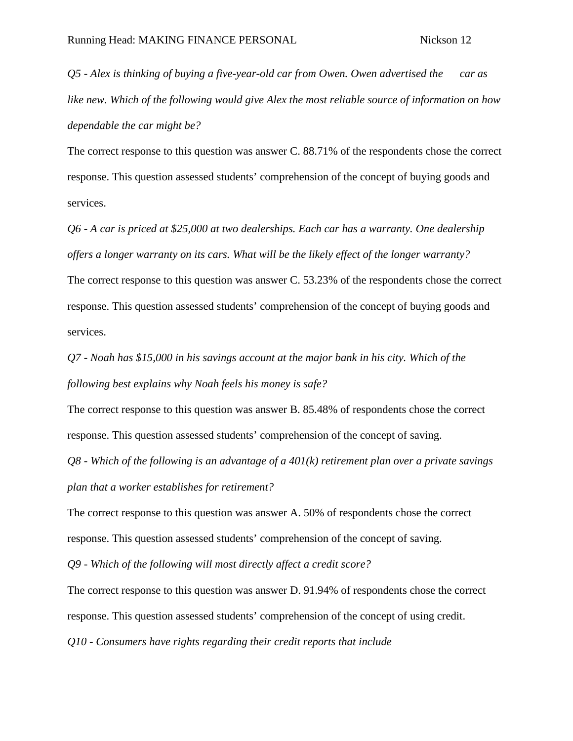*Q5 - Alex is thinking of buying a five-year-old car from Owen. Owen advertised the car as like new. Which of the following would give Alex the most reliable source of information on how dependable the car might be?*

The correct response to this question was answer C. 88.71% of the respondents chose the correct response. This question assessed students' comprehension of the concept of buying goods and services.

*Q6 - A car is priced at $25,000 at two dealerships. Each car has a warranty. One dealership offers a longer warranty on its cars. What will be the likely effect of the longer warranty?*

The correct response to this question was answer C. 53.23% of the respondents chose the correct response. This question assessed students' comprehension of the concept of buying goods and services.

*Q7 - Noah has $15,000 in his savings account at the major bank in his city. Which of the following best explains why Noah feels his money is safe?*

The correct response to this question was answer B. 85.48% of respondents chose the correct response. This question assessed students' comprehension of the concept of saving.

*Q8 - Which of the following is an advantage of a 401(k) retirement plan over a private savings plan that a worker establishes for retirement?*

The correct response to this question was answer A. 50% of respondents chose the correct response. This question assessed students' comprehension of the concept of saving.

*Q9 - Which of the following will most directly affect a credit score?*

The correct response to this question was answer D. 91.94% of respondents chose the correct response. This question assessed students' comprehension of the concept of using credit.

*Q10 - Consumers have rights regarding their credit reports that include*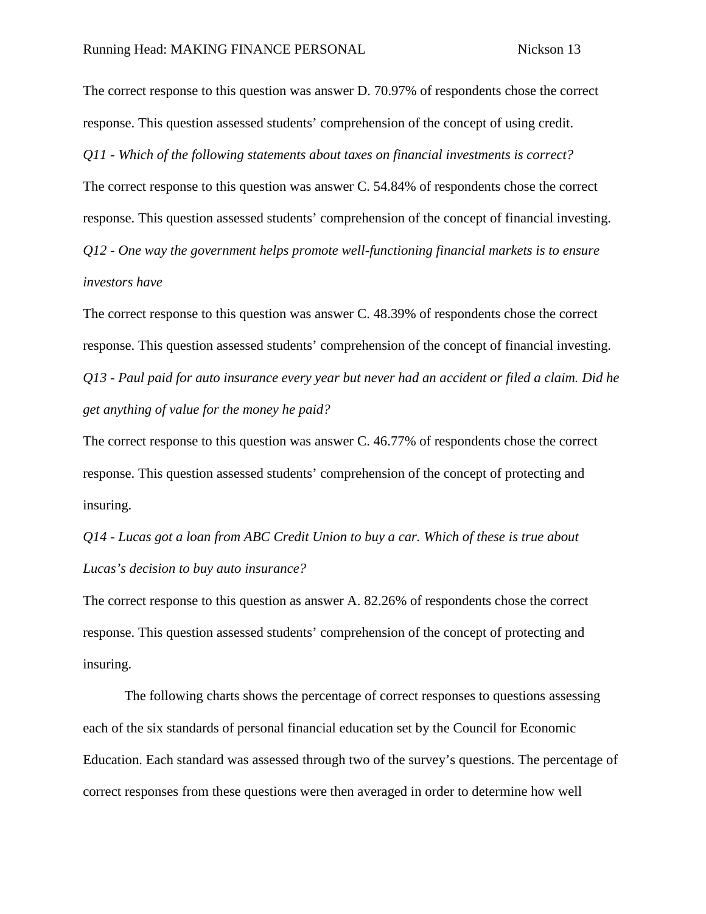The correct response to this question was answer D. 70.97% of respondents chose the correct response. This question assessed students' comprehension of the concept of using credit.

*Q11 - Which of the following statements about taxes on financial investments is correct?*

The correct response to this question was answer C. 54.84% of respondents chose the correct response. This question assessed students' comprehension of the concept of financial investing.

*Q12 - One way the government helps promote well-functioning financial markets is to ensure investors have*

The correct response to this question was answer C. 48.39% of respondents chose the correct response. This question assessed students' comprehension of the concept of financial investing.

*Q13 - Paul paid for auto insurance every year but never had an accident or filed a claim. Did he get anything of value for the money he paid?*

The correct response to this question was answer C. 46.77% of respondents chose the correct response. This question assessed students' comprehension of the concept of protecting and insuring.

*Q14 - Lucas got a loan from ABC Credit Union to buy a car. Which of these is true about Lucas's decision to buy auto insurance?*

The correct response to this question as answer A. 82.26% of respondents chose the correct response. This question assessed students' comprehension of the concept of protecting and insuring.

The following charts shows the percentage of correct responses to questions assessing each of the six standards of personal financial education set by the Council for Economic Education. Each standard was assessed through two of the survey's questions. The percentage of correct responses from these questions were then averaged in order to determine how well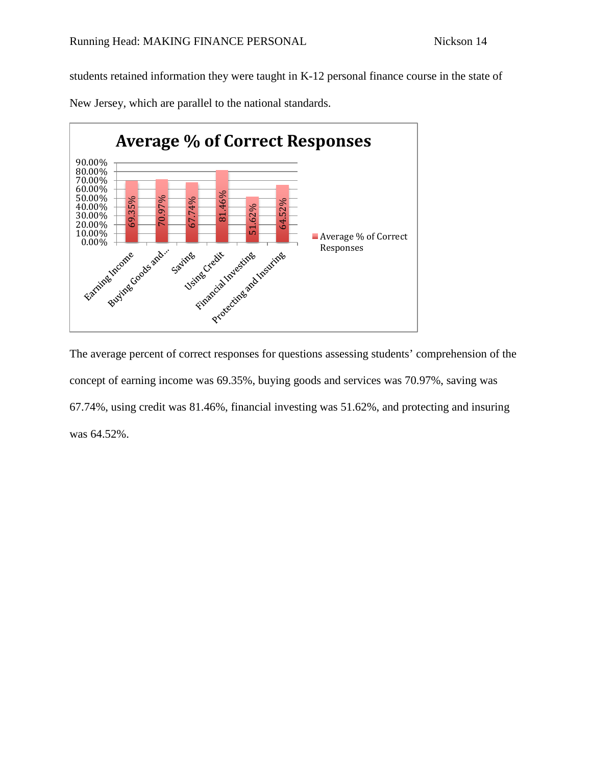students retained information they were taught in K-12 personal finance course in the state of New Jersey, which are parallel to the national standards.

**Average % of Correct Responses**

| Category | Average % of Correct Responses |
| --- | --- |
| Earning Income | 69.35% |
| Buying Goods and... | 70.97% |
| Saving | 67.74% |
| Using Credit | 81.46% |
| Financial Investing | 51.62% |
| Protecting and Insuring | 64.52% |

The average percent of correct responses for questions assessing students' comprehension of the concept of earning income was 69.35%, buying goods and services was 70.97%, saving was 67.74%, using credit was 81.46, financial investing was 51.62%, and protecting and insuring was 64.52%.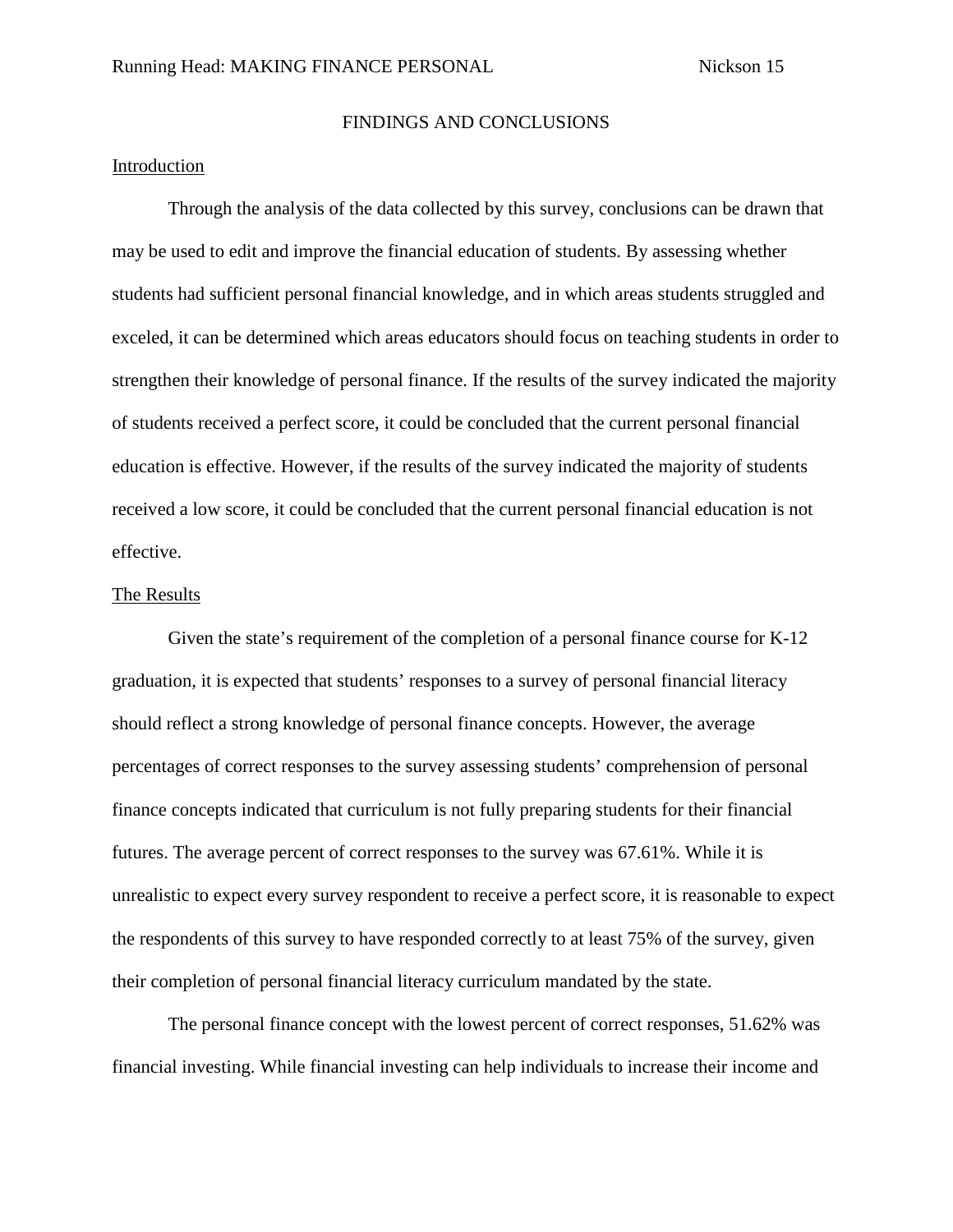## FINDINGS AND CONCLUSIONS

### Introduction

Through the analysis of the data collected by this survey, conclusions can be drawn that may be used to edit and improve the financial education of students. By assessing whether students had sufficient personal financial knowledge, and in which areas students struggled and exceled, it can be determined which areas educators should focus on teaching students in order to strengthen their knowledge of personal finance. If the results of the survey indicated the majority of students received a perfect score, it could be concluded that the current personal financial education is effective. However, if the results of the survey indicated the majority of students received a low score, it could be concluded that the current personal financial education is not effective.

### The Results

Given the state's requirement of the completion of a personal finance course for K-12 graduation, it is expected that students' responses to a survey of personal financial literacy should reflect a strong knowledge of personal finance concepts. However, the average percentages of correct responses to the survey assessing students' comprehension of personal finance concepts indicated that curriculum is not fully preparing students for their financial futures. The average percent of correct responses to the survey was 67.61%. While it is unrealistic to expect every survey respondent to receive a perfect score, it is reasonable to expect the respondents of this survey to have responded correctly to at least 75% of the survey, given their completion of personal financial literacy curriculum mandated by the state.

The personal finance concept with the lowest percent of correct responses, 51.62% was financial investing. While financial investing can help individuals to increase their income and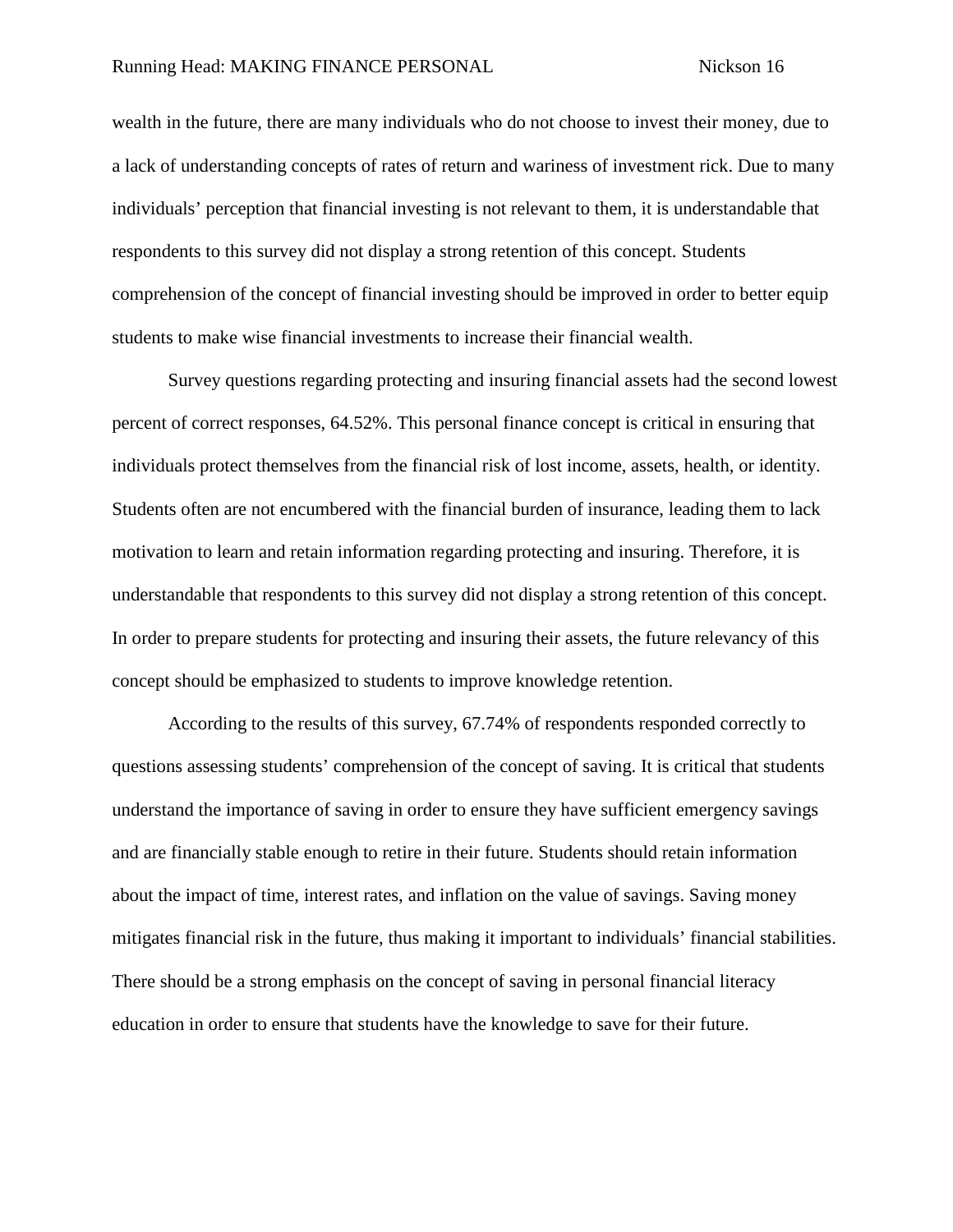wealth in the future, there are many individuals who do not choose to invest their money, due to a lack of understanding concepts of rates of return and wariness of investment rick. Due to many individuals' perception that financial investing is not relevant to them, it is understandable that respondents to this survey did not display a strong retention of this concept. Students comprehension of the concept of financial investing should be improved in order to better equip students to make wise financial investments to increase their financial wealth.

Survey questions regarding protecting and insuring financial assets had the second lowest percent of correct responses, 64.52%. This personal finance concept is critical in ensuring that individuals protect themselves from the financial risk of lost income, assets, health, or identity. Students often are not encumbered with the financial burden of insurance, leading them to lack motivation to learn and retain information regarding protecting and insuring. Therefore, it is understandable that respondents to this survey did not display a strong retention of this concept. In order to prepare students for protecting and insuring their assets, the future relevancy of this concept should be emphasized to students to improve knowledge retention.

According to the results of this survey, 67.74% of respondents responded correctly to questions assessing students' comprehension of the concept of saving. It is critical that students understand the importance of saving in order to ensure they have sufficient emergency savings and are financially stable enough to retire in their future. Students should retain information about the impact of time, interest rates, and inflation on the value of savings. Saving money mitigates financial risk in the future, thus making it important to individuals' financial stabilities. There should be a strong emphasis on the concept of saving in personal financial literacy education in order to ensure that students have the knowledge to save for their future.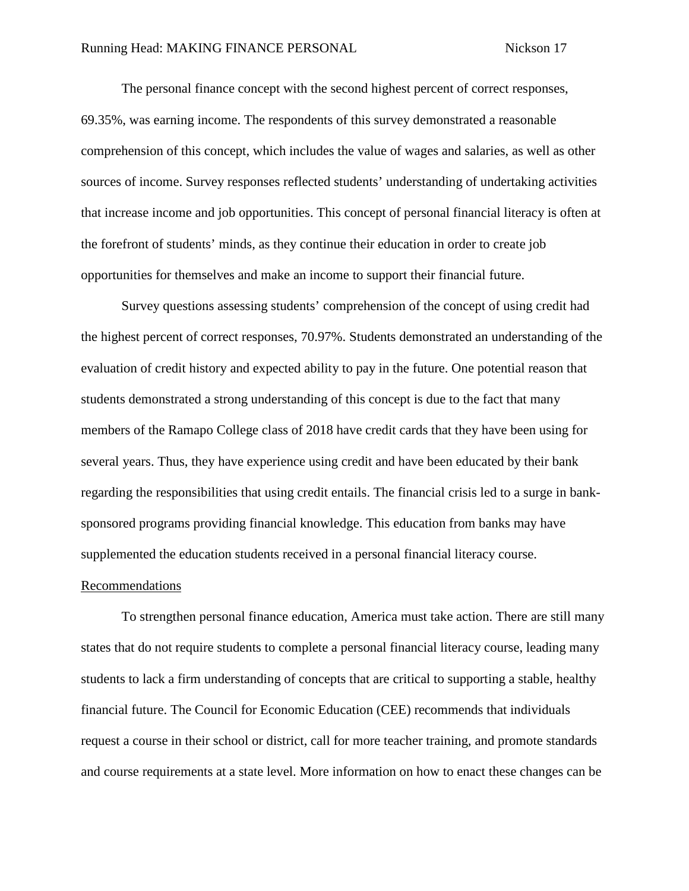The personal finance concept with the second highest percent of correct responses, 69.35%, was earning income. The respondents of this survey demonstrated a reasonable comprehension of this concept, which includes the value of wages and salaries, as well as other sources of income. Survey responses reflected students' understanding of undertaking activities that increase income and job opportunities. This concept of personal financial literacy is often at the forefront of students' minds, as they continue their education in order to create job opportunities for themselves and make an income to support their financial future.

Survey questions assessing students' comprehension of the concept of using credit had the highest percent of correct responses, 70.97%. Students demonstrated an understanding of the evaluation of credit history and expected ability to pay in the future. One potential reason that students demonstrated a strong understanding of this concept is due to the fact that many members of the Ramapo College class of 2018 have credit cards that they have been using for several years. Thus, they have experience using credit and have been educated by their bank regarding the responsibilities that using credit entails. The financial crisis led to a surge in bank-sponsored programs providing financial knowledge. This education from banks may have supplemented the education students received in a personal financial literacy course.

## Recommendations

To strengthen personal finance education, America must take action. There are still many states that do not require students to complete a personal financial literacy course, leading many students to lack a firm understanding of concepts that are critical to supporting a stable, healthy financial future. The Council for Economic Education (CEE) recommends that individuals request a course in their school or district, call for more teacher training, and promote standards and course requirements at a state level. More information on how to enact these changes can be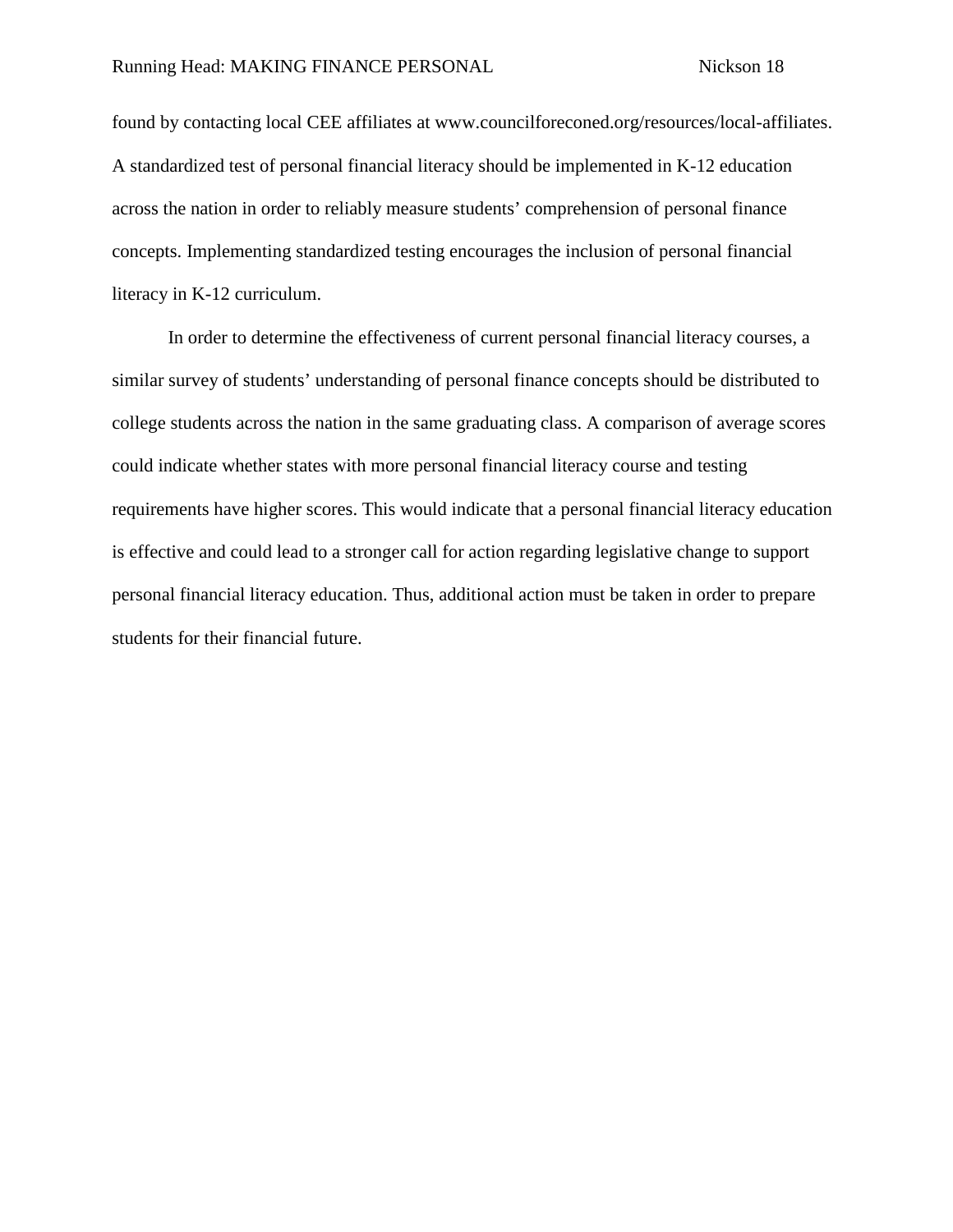found by contacting local CEE affiliates at www.councilforeconed.org/resources/local-affiliates. A standardized test of personal financial literacy should be implemented in K-12 education across the nation in order to reliably measure students' comprehension of personal finance concepts. Implementing standardized testing encourages the inclusion of personal financial literacy in K-12 curriculum.

In order to determine the effectiveness of current personal financial literacy courses, a similar survey of students' understanding of personal finance concepts should be distributed to college students across the nation in the same graduating class. A comparison of average scores could indicate whether states with more personal financial literacy course and testing requirements have higher scores. This would indicate that a personal financial literacy education is effective and could lead to a stronger call for action regarding legislative change to support personal financial literacy education. Thus, additional action must be taken in order to prepare students for their financial future.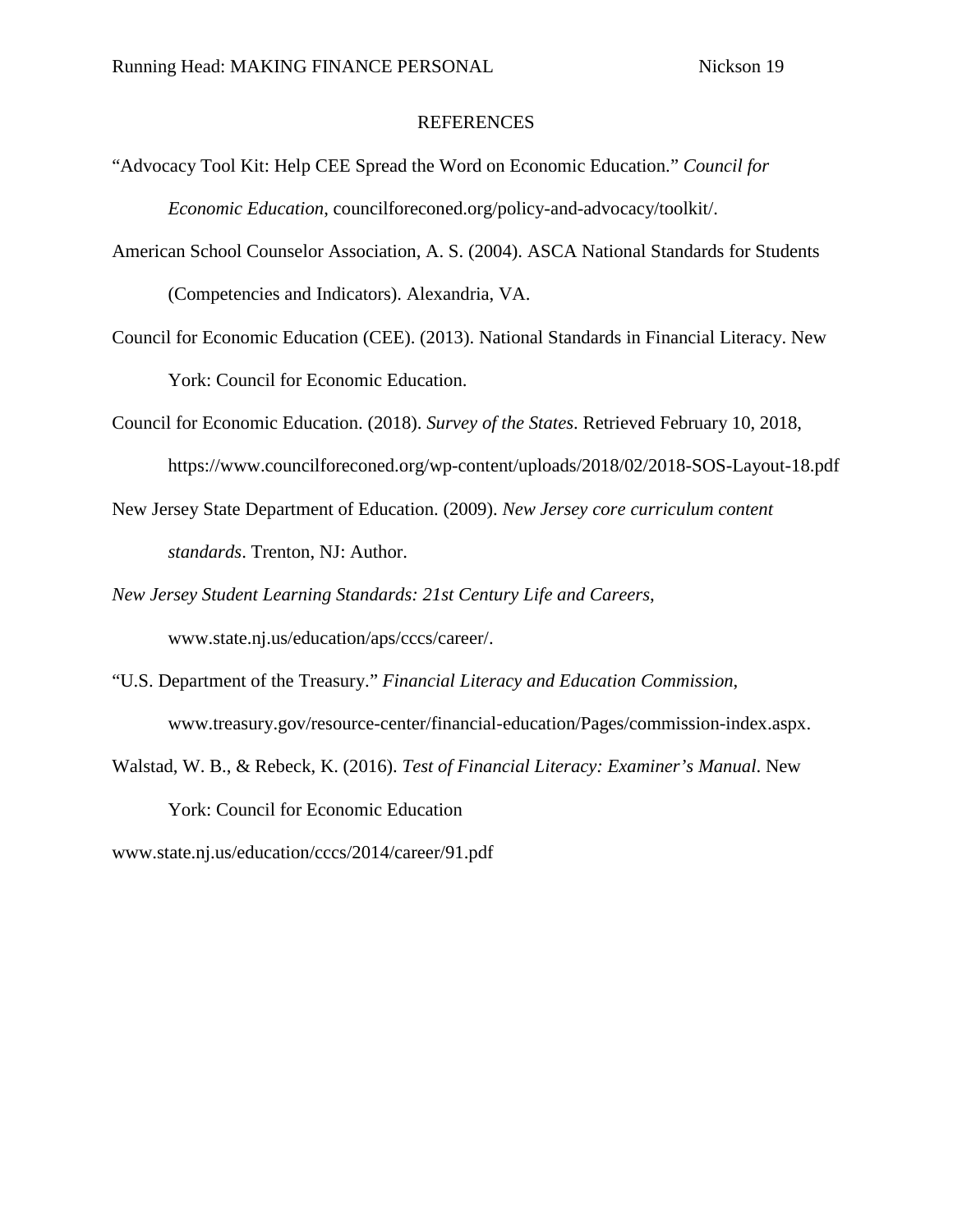## REFERENCES

"Advocacy Tool Kit: Help CEE Spread the Word on Economic Education." *Council for Economic Education*, counciloreconed.org/policy-and-advocacy/toolkit/.

American School Counselor Association, A. S. (2004). ASCA National Standards for Students (Competencies and Indicators). Alexandria, VA.

Council for Economic Education (CEE). (2013). National Standards in Financial Literacy. New York: Council for Economic Education.

Council for Economic Education. (2018). *Survey of the States*. Retrieved February 10, 2018, https://www.councilforeconed.org/wp-content/uploads/2018/02/2018-SOS-Layout-18.pdf

New Jersey State Department of Education. (2009). *New Jersey core curriculum content standards*. Trenton, NJ: Author.

*New Jersey Student Learning Standards: 21st Century Life and Careers*, www.state.nj.us/education/aps/cccs/career/.

"U.S. Department of the Treasury." *Financial Literacy and Education Commission*, www.treasury.gov/resource-center/financial-education/Pages/commission-index.aspx.

Walstad, W. B., & Rebeck, K. (2016). *Test of Financial Literacy: Examiner's Manual*. New York: Council for Economic Education

www.state.nj.us/education/cccs/2014/career/91.pdf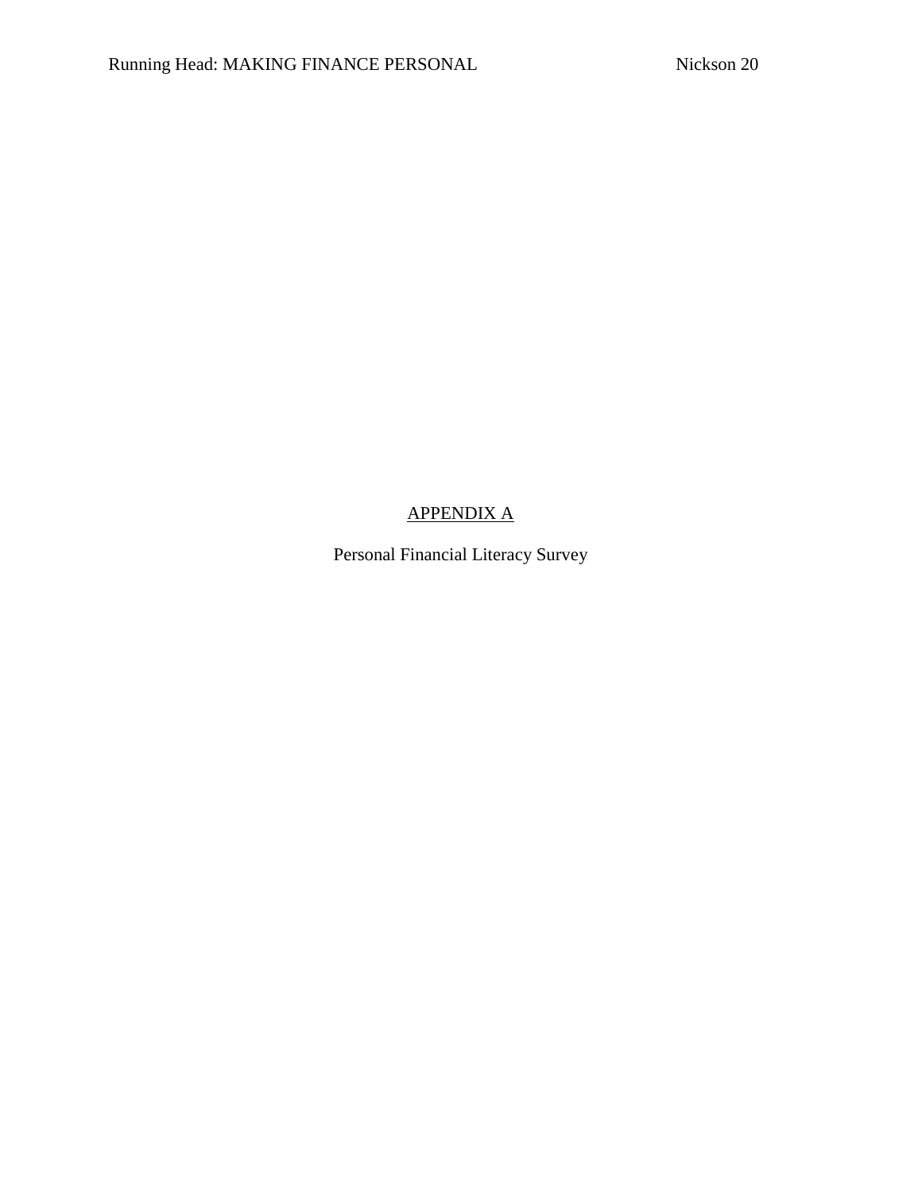# APPENDIX A

Personal Financial Literacy Survey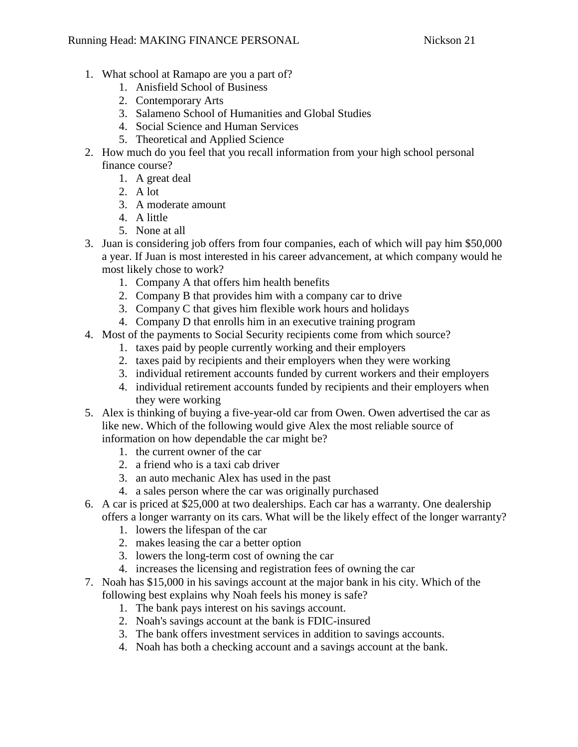1. What school at Ramapo are you a part of?
    1. Anisfield School of Business
    2. Contemporary Arts
    3. Salameno School of Humanities and Global Studies
    4. Social Science and Human Services
    5. Theoretical and Applied Science
2. How much do you feel that you recall information from your high school personal finance course?
    1. A great deal
    2. A lot
    3. A moderate amount
    4. A little
    5. None at all
3. Juan is considering job offers from four companies, each of which will pay him $50,000 a year. If Juan is most interested in his career advancement, at which company would he most likely chose to work?
    1. Company A that offers him health benefits
    2. Company B that provides him with a company car to drive
    3. Company C that gives him flexible work hours and holidays
    4. Company D that enrolls him in an executive training program
4. Most of the payments to Social Security recipients come from which source?
    1. taxes paid by people currently working and their employers
    2. taxes paid by recipients and their employers when they were working
    3. individual retirement accounts funded by current workers and their employers
    4. individual retirement accounts funded by recipients and their employers when they were working
5. Alex is thinking of buying a five-year-old car from Owen. Owen advertised the car as like new. Which of the following would give Alex the most reliable source of information on how dependable the car might be?
    1. the current owner of the car
    2. a friend who is a taxi cab driver
    3. an auto mechanic Alex has used in the past
    4. a sales person where the car was originally purchased
6. A car is priced at $25,000 at two dealerships. Each car has a warranty. One dealership offers a longer warranty on its cars. What will be the likely effect of the longer warranty?
    1. lowers the lifespan of the car
    2. makes leasing the car a better option
    3. lowers the long-term cost of owning the car
    4. increases the licensing and registration fees of owning the car
7. Noah has $15,000 in his savings account at the major bank in his city. Which of the following best explains why Noah feels his money is safe?
    1. The bank pays interest on his savings account.
    2. Noah's savings account at the bank is FDIC-insured
    3. The bank offers investment services in addition to savings accounts.
    4. Noah has both a checking account and a savings account at the bank.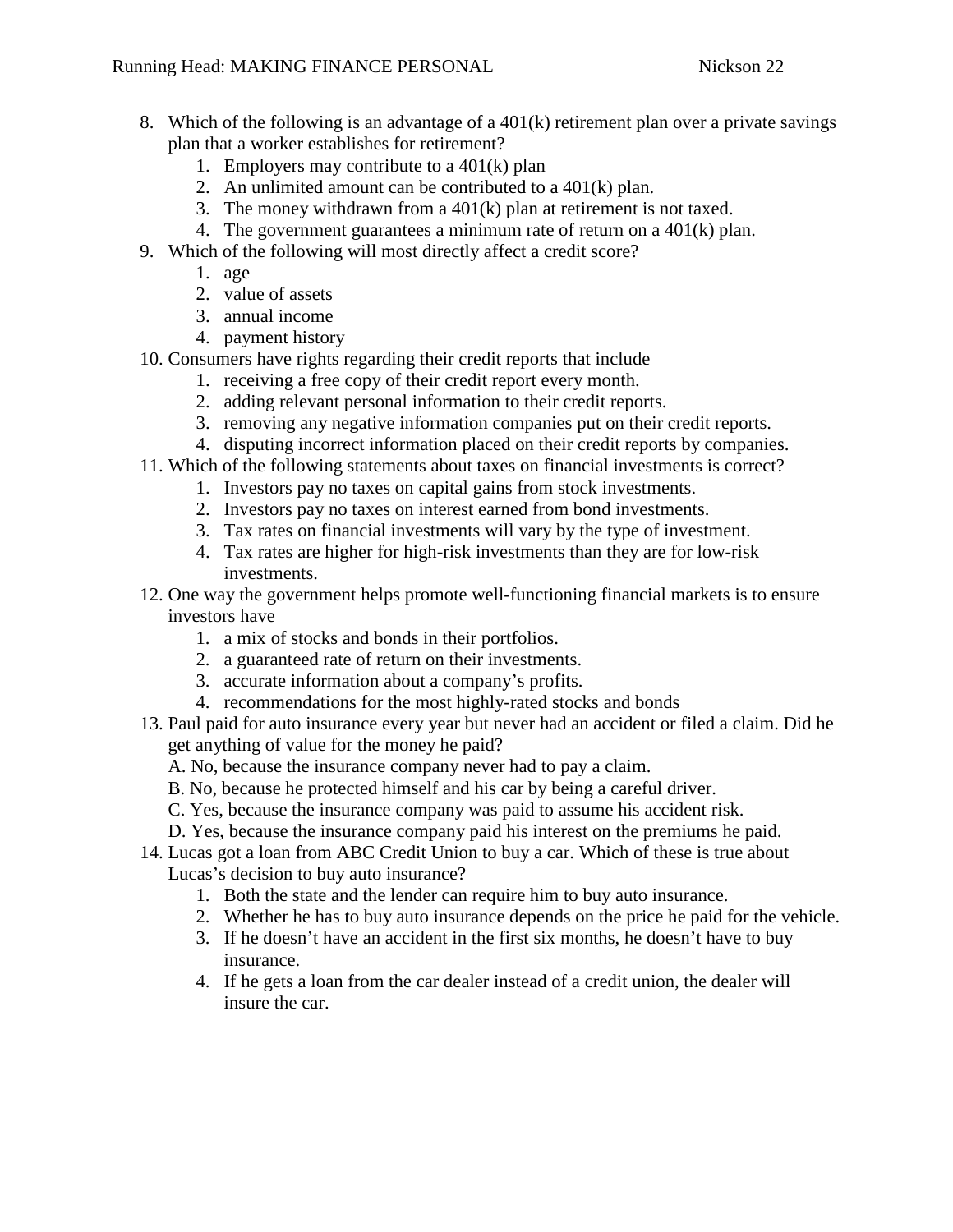8. Which of the following is an advantage of a 401(k) retirement plan over a private savings plan that a worker establishes for retirement?
    1. Employers may contribute to a 401(k) plan
    2. An unlimited amount can be contributed to a 401(k) plan.
    3. The money withdrawn from a 401(k) plan at retirement is not taxed.
    4. The government guarantees a minimum rate of return on a 401(k) plan.
9. Which of the following will most directly affect a credit score?
    1. age
    2. value of assets
    3. annual income
    4. payment history
10. Consumers have rights regarding their credit reports that include
    1. receiving a free copy of their credit report every month.
    2. adding relevant personal information to their credit reports.
    3. removing any negative information companies put on their credit reports.
    4. disputing incorrect information placed on their credit reports by companies.
11. Which of the following statements about taxes on financial investments is correct?
    1. Investors pay no taxes on capital gains from stock investments.
    2. Investors pay no taxes on interest earned from bond investments.
    3. Tax rates on financial investments will vary by the type of investment.
    4. Tax rates are higher for high-risk investments than they are for low-risk investments.
12. One way the government helps promote well-functioning financial markets is to ensure investors have
    1. a mix of stocks and bonds in their portfolios.
    2. a guaranteed rate of return on their investments.
    3. accurate information about a company's profits.
    4. recommendations for the most highly-rated stocks and bonds
13. Paul paid for auto insurance every year but never had an accident or filed a claim. Did he get anything of value for the money he paid?

    A. No, because the insurance company never had to pay a claim.

    B. No, because he protected himself and his car by being a careful driver.

    C. Yes, because the insurance company was paid to assume his accident risk.

    D. Yes, because the insurance company paid his interest on the premiums he paid.
14. Lucas got a loan from ABC Credit Union to buy a car. Which of these is true about Lucas's decision to buy auto insurance?
    1. Both the state and the lender can require him to buy auto insurance.
    2. Whether he has to buy auto insurance depends on the price he paid for the vehicle.
    3. If he doesn't have an accident in the first six months, he doesn't have to buy insurance.
    4. If he gets a loan from the car dealer instead of a credit union, the dealer will insure the car.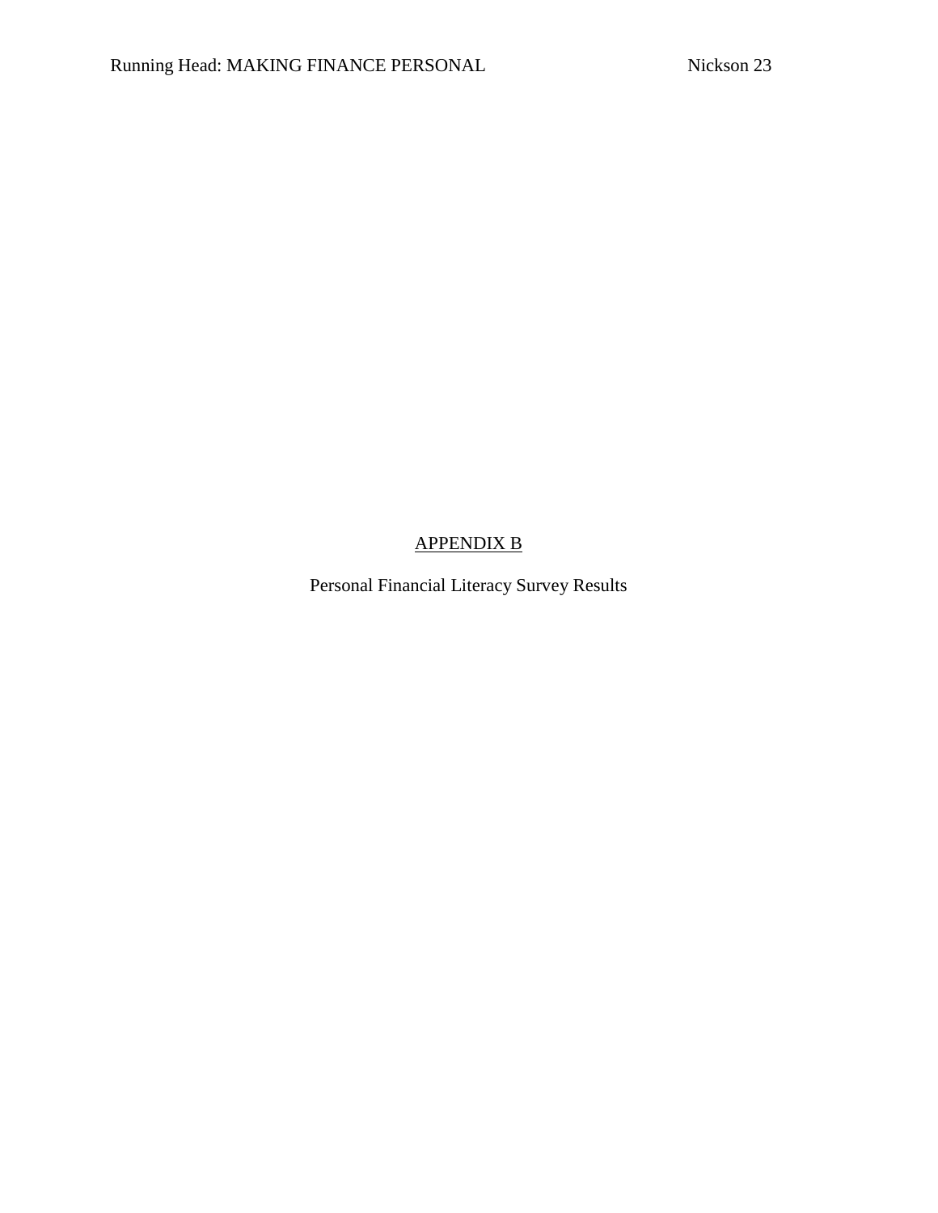# APPENDIX B

Personal Financial Literacy Survey Results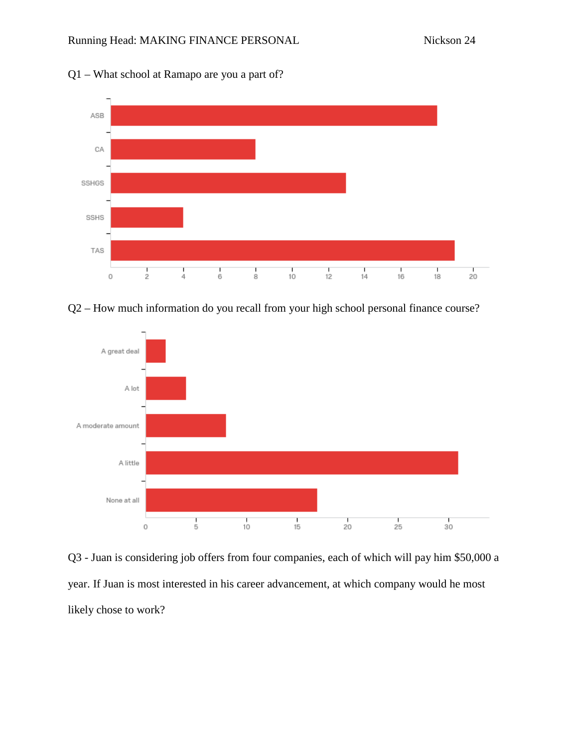Q1 – What school at Ramapo are you a part of?

Q2 – How much information do you recall from your high school personal finance course?

Q3 - Juan is considering job offers from four companies, each of which will pay him $50,000 a year. If Juan is most interested in his career advancement, at which company would he most likely chose to work?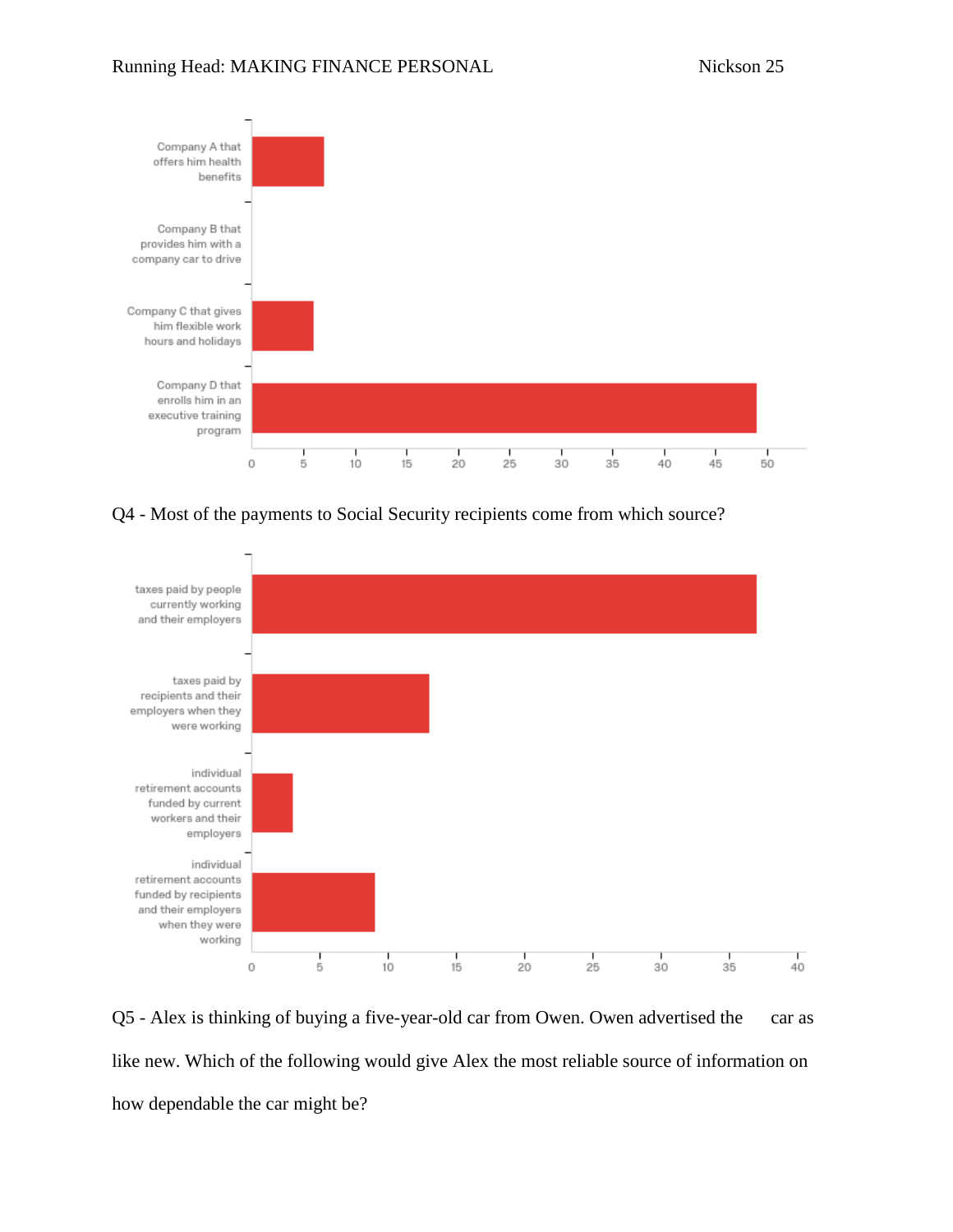| Company | Count |
|---|---|
| Company A that offers him health benefits | 7 |
| Company B that provides him with a company car to drive | 0 |
| Company C that gives him flexible work hours and holidays | 6 |
| Company D that enrolls him in an executive training program | 49 |

Q4 - Most of the payments to Social Security recipients come from which source?

| Source | Count |
|---|---|
| taxes paid by people currently working and their employers | 37 |
| taxes paid by recipients and their employers when they were working | 13 |
| individual retirement accounts funded by current workers and their employers | 3 |
| individual retirement accounts funded by recipients and their employers when they were working | 9 |

Q5 - Alex is thinking of buying a five-year-old car from Owen. Owen advertised the car as like new. Which of the following would give Alex the most reliable source of information on how dependable the car might be?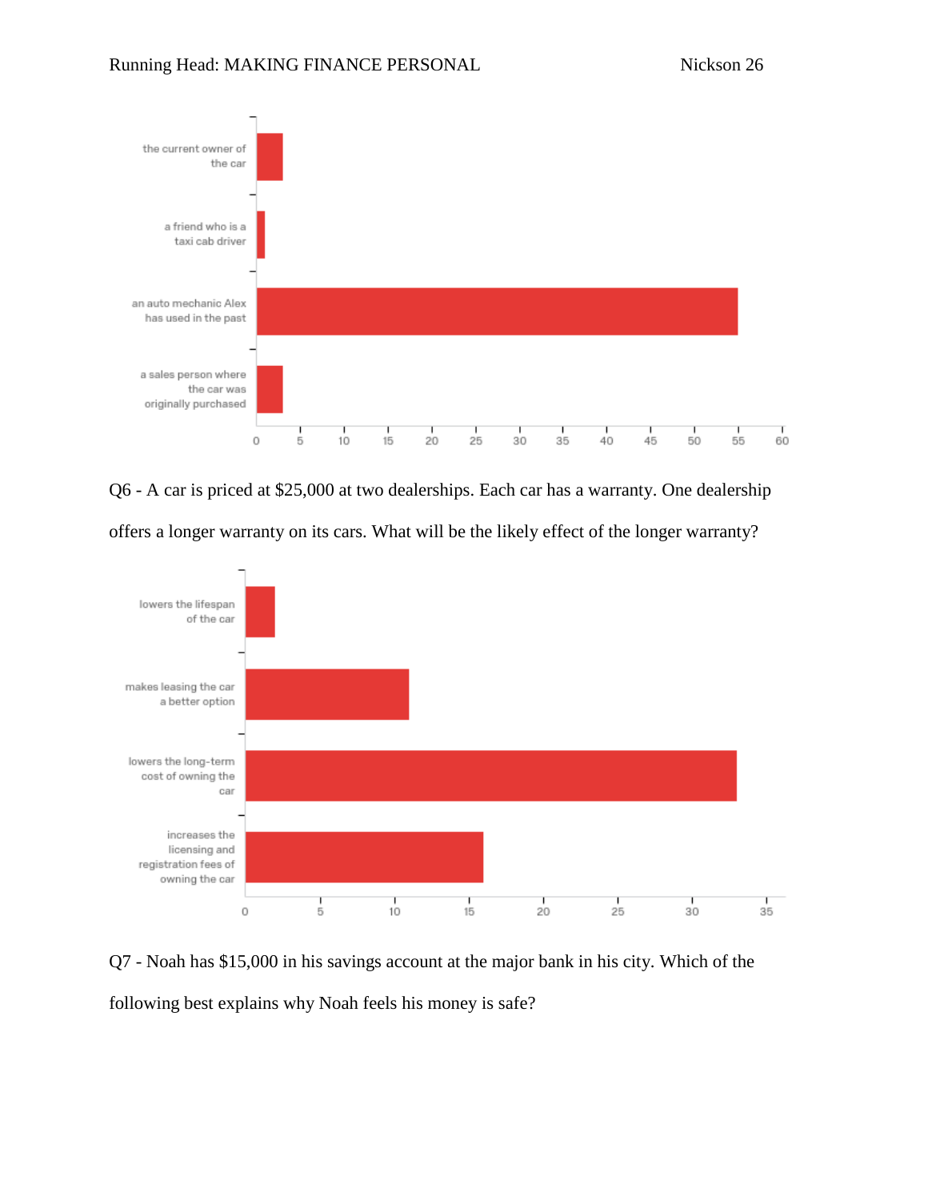| Response | Count |
|---|---|
| the current owner of the car | 3 |
| a friend who is a taxi cab driver | 1 |
| an auto mechanic Alex has used in the past | 55 |
| a sales person where the car was originally purchased | 3 |

Q6 - A car is priced at $25,000 at two dealerships. Each car has a warranty. One dealership offers a longer warranty on its cars. What will be the likely effect of the longer warranty?

| Response | Count |
|---|---|
| lowers the lifespan of the car | 2 |
| makes leasing the car a better option | 11 |
| lowers the long-term cost of owning the car | 33 |
| increases the licensing and registration fees of owning the car | 16 |

Q7 - Noah has $15,000 in his savings account at the major bank in his city. Which of the following best explains why Noah feels his money is safe?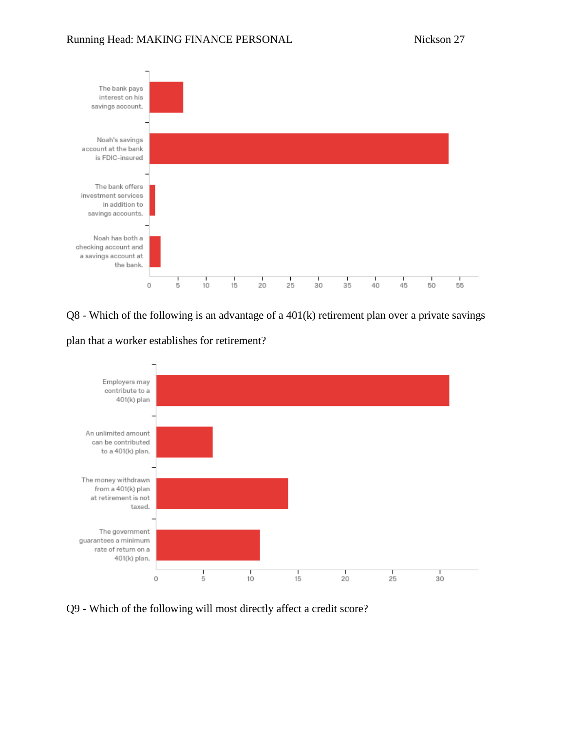Q8 - Which of the following is an advantage of a 401(k) retirement plan over a private savings plan that a worker establishes for retirement?

Q9 - Which of the following will most directly affect a credit score?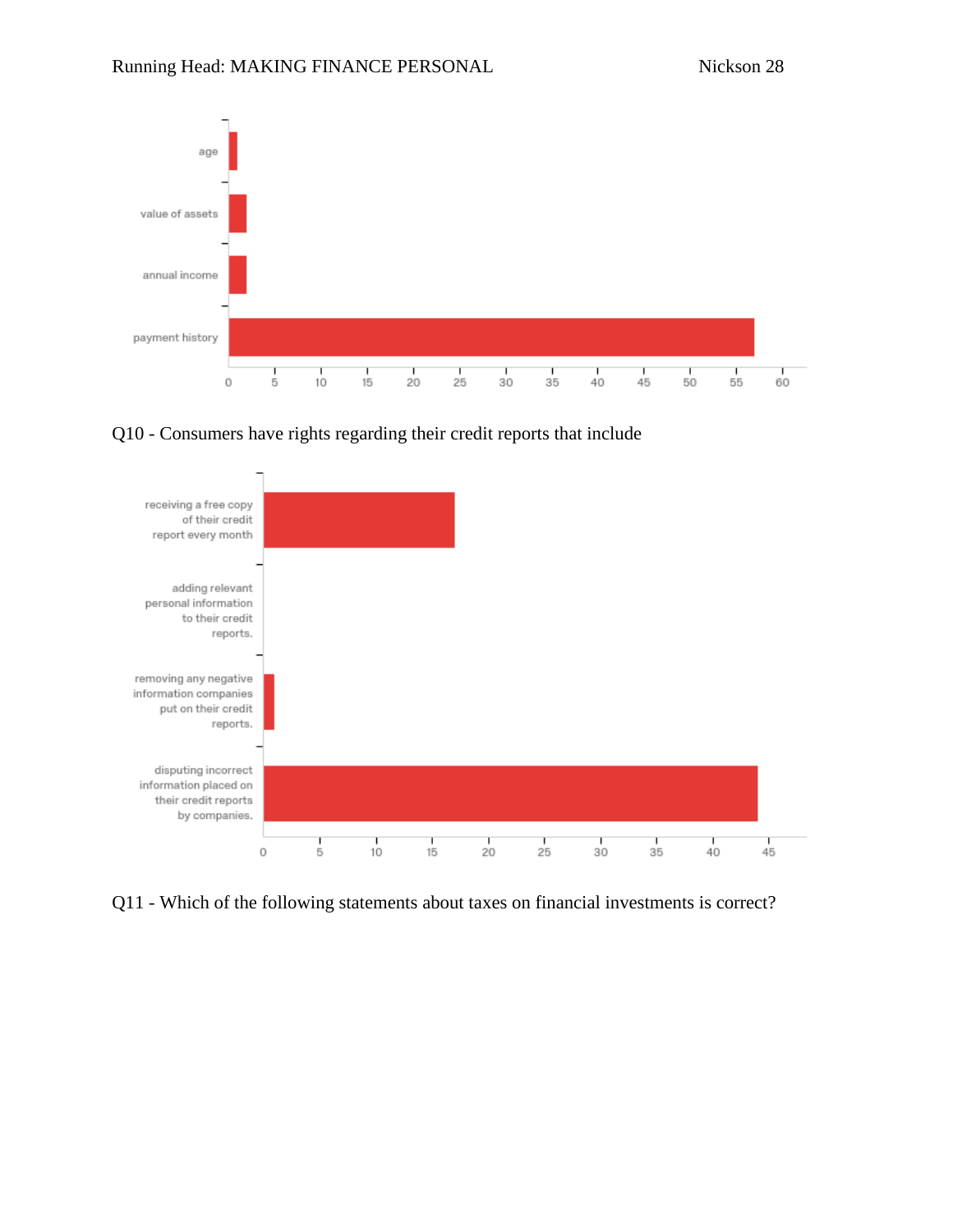Q10 - Consumers have rights regarding their credit reports that include

Q11 - Which of the following statements about taxes on financial investments is correct?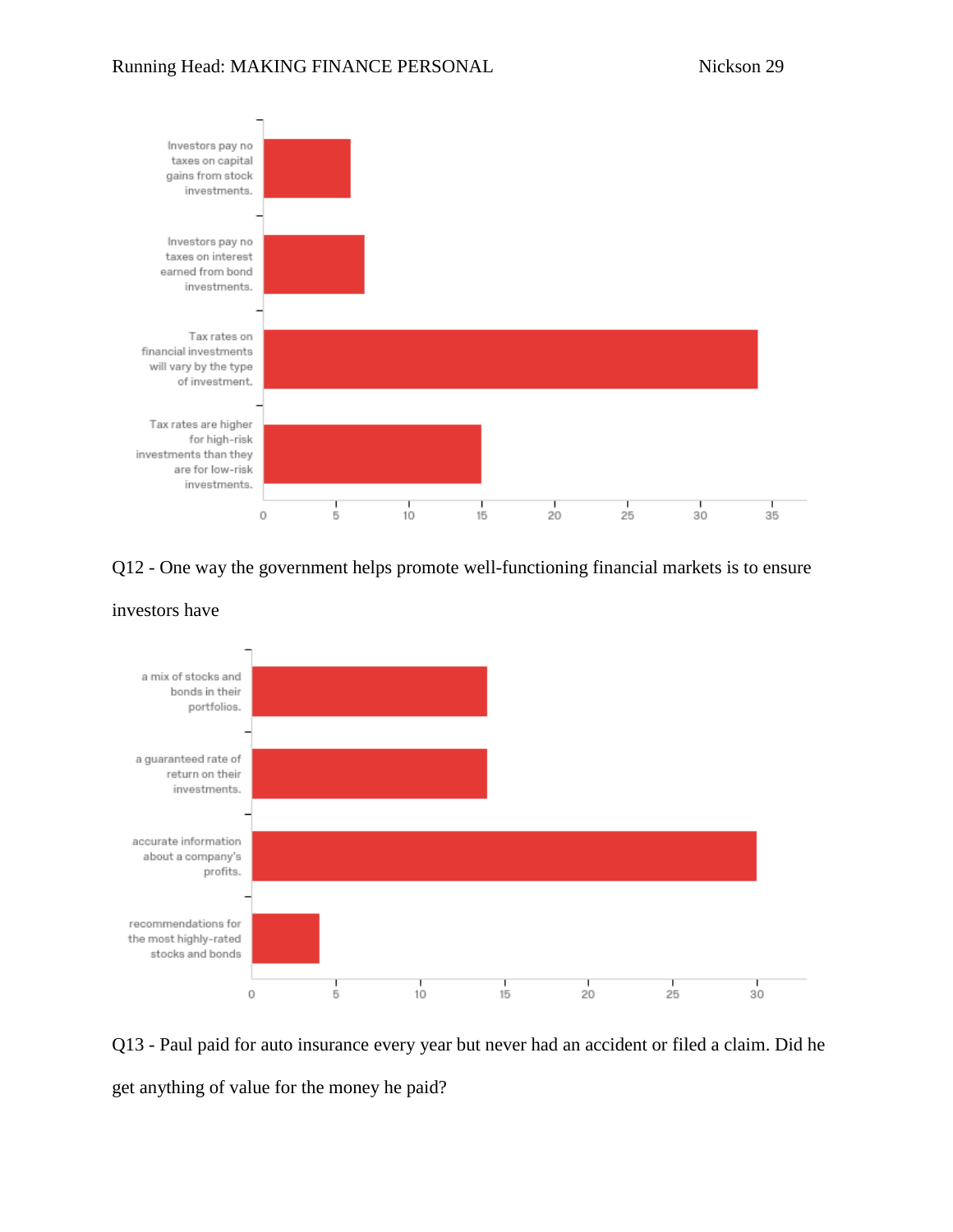| Response | Count |
| --- | --- |
| Investors pay no taxes on capital gains from stock investments. | 6 |
| Investors pay no taxes on interest earned from bond investments. | 7 |
| Tax rates on financial investments will vary by the type of investment. | 34 |
| Tax rates are higher for high-risk investments than they are for low-risk investments. | 15 |

Q12 - One way the government helps promote well-functioning financial markets is to ensure investors have

| Response | Count |
| --- | --- |
| a mix of stocks and bonds in their portfolios. | 14 |
| a guaranteed rate of return on their investments. | 14 |
| accurate information about a company's profits. | 30 |
| recommendations for the most highly-rated stocks and bonds | 4 |

Q13 - Paul paid for auto insurance every year but never had an accident or filed a claim. Did he get anything of value for the money he paid?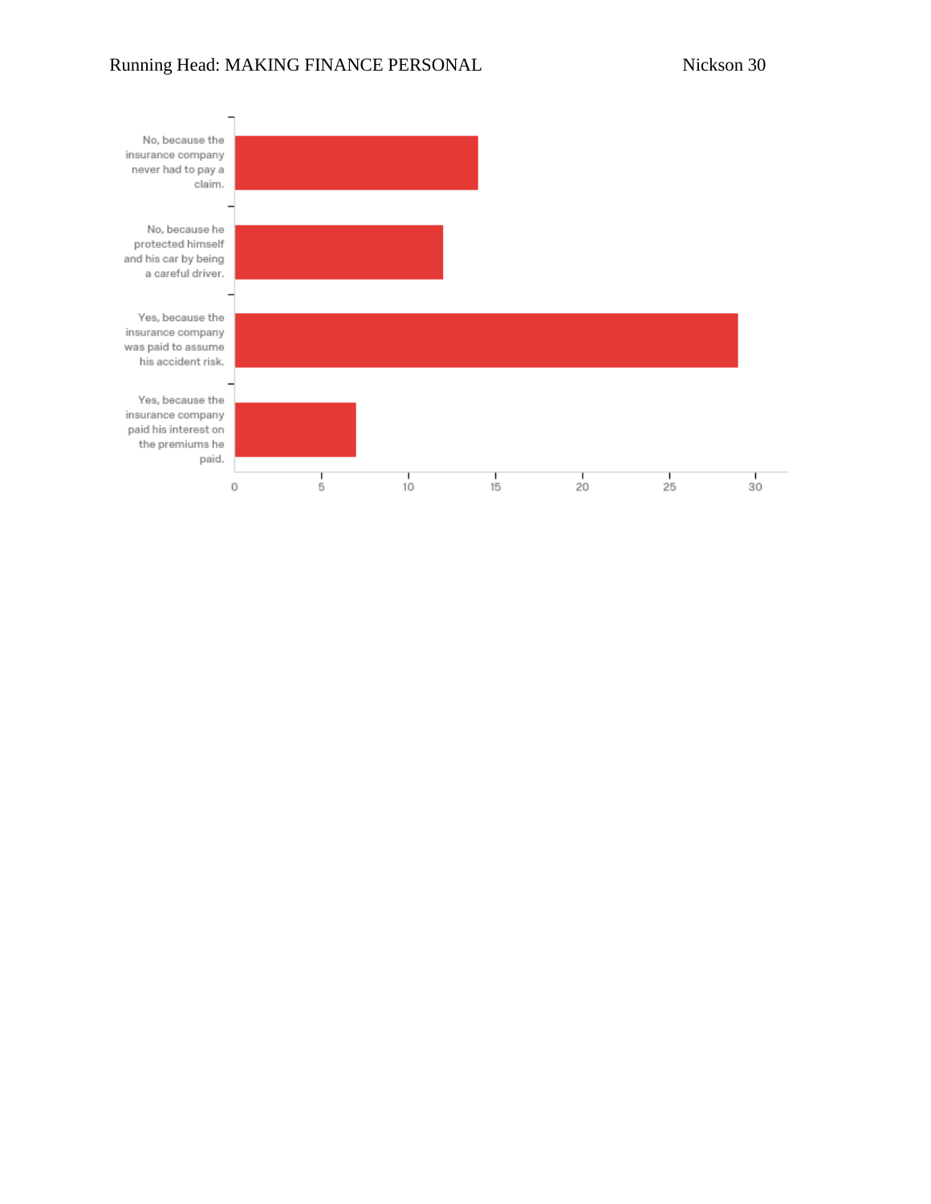| Response | Count |
|---|---|
| No, because the insurance company never had to pay a claim. | 14 |
| No, because he protected himself and his car by being a careful driver. | 12 |
| Yes, because the insurance company was paid to assume his accident risk. | 29 |
| Yes, because the insurance company paid his interest on the premiums he paid. | 7 |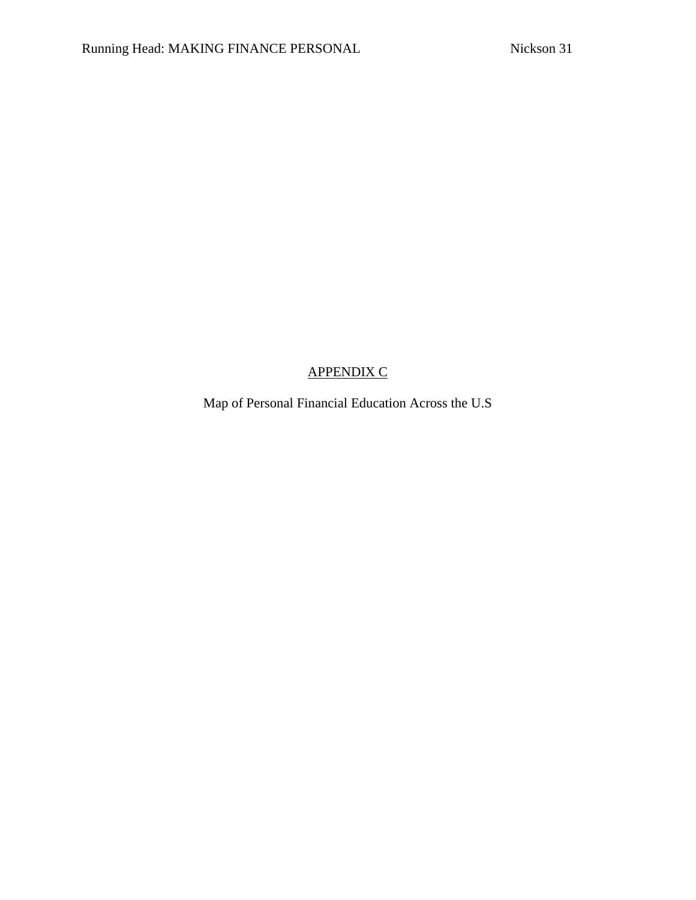## APPENDIX C

Map of Personal Financial Education Across the U.S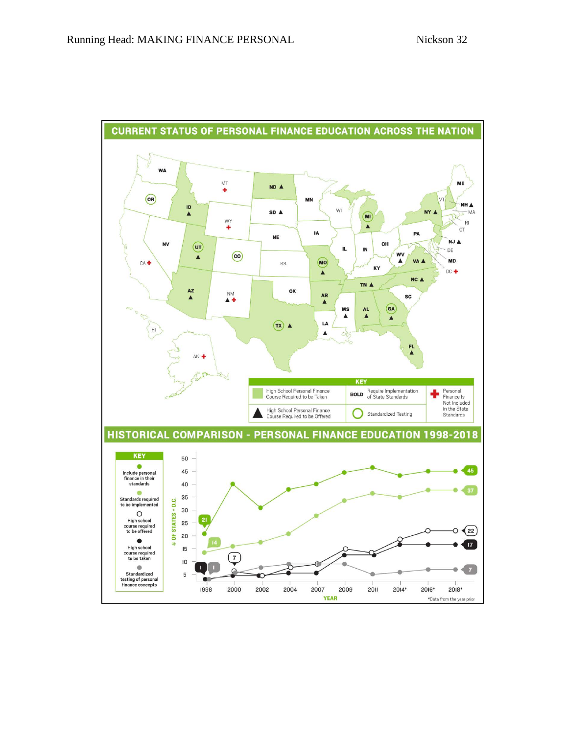## CURRENT STATUS OF PERSONAL FINANCE EDUCATION ACROSS THE NATION

WA
OR
ID
MT
ND
SD
MN
WI
MI
NY
VT
NH
ME
MA
RI
CT
NJ
DE
MD
DC
PA
OH
IN
IL
IA
NE
WY
NV
UT
CO
CA
KS
MO
KY
WV
VA
NC
TN
SC
GA
AL
MS
AR
LA
FL
OK
TX
NM
AZ
HI
AK

**KEY**

High School Personal Finance Course Required to be Taken

**BOLD** Require Implementation of State Standards

Personal Finance Is Not Included in the State Standards

High School Personal Finance Course Required to be Offered

Standardized Testing

## HISTORICAL COMPARISON - PERSONAL FINANCE EDUCATION 1998-2018

**KEY**

Include personal finance in their standards

Standards required to be implemented

High school course required to be offered

High school course required to be taken

Standardized testing of personal finance concepts

\# OF STATES + D.C.

50
45
40
35
30
25
20
15
10
5

21
14
7
1
1
45
37
22
17
7

1998 2000 2002 2004 2007 2009 2011 2014* 2016* 2018*

YEAR

*Data from the year prior